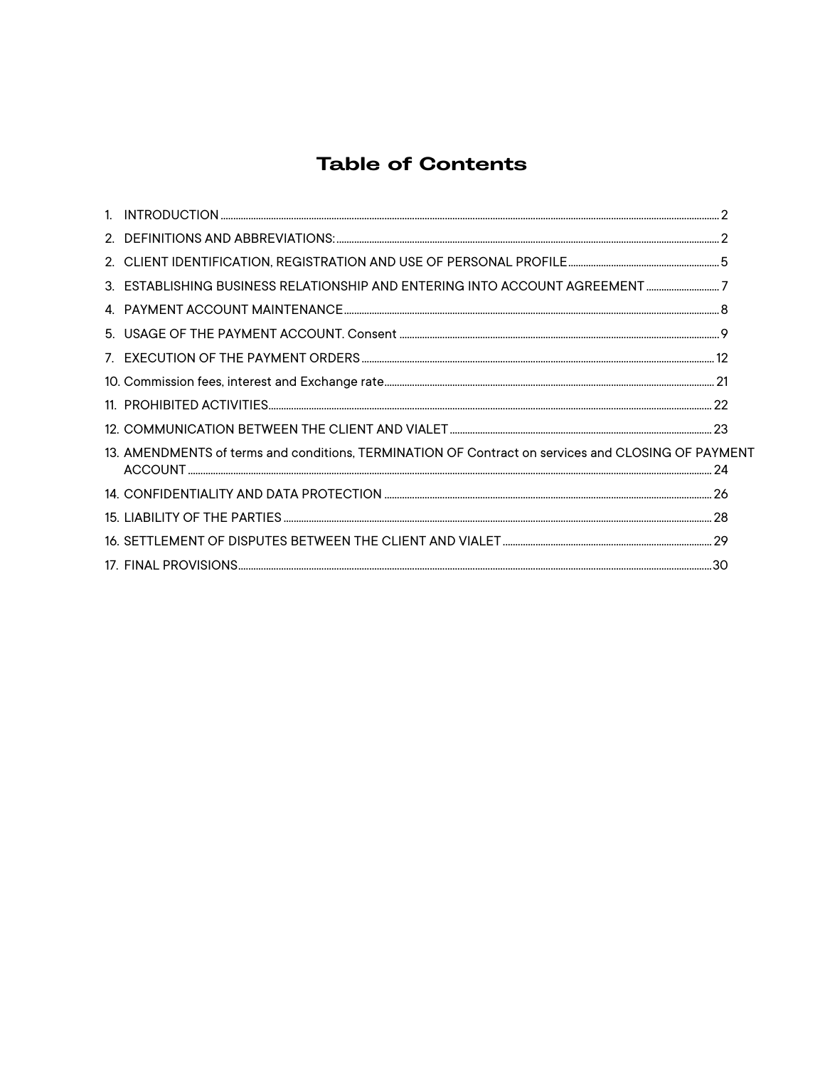# Table of Contents

1. INTRODUCTION ........ 2
2. DEFINITIONS AND ABBREVIATIONS: ........ 2
2. CLIENT IDENTIFICATION, REGISTRATION AND USE OF PERSONAL PROFILE ........ 5
3. ESTABLISHING BUSINESS RELATIONSHIP AND ENTERING INTO ACCOUNT AGREEMENT ........ 7
4. PAYMENT ACCOUNT MAINTENANCE ........ 8
5. USAGE OF THE PAYMENT ACCOUNT. Consent ........ 9
7. EXECUTION OF THE PAYMENT ORDERS ........ 12
10. Commission fees, interest and Exchange rate ........ 21
11. PROHIBITED ACTIVITIES ........ 22
12. COMMUNICATION BETWEEN THE CLIENT AND VIALET ........ 23
13. AMENDMENTS of terms and conditions, TERMINATION OF Contract on services and CLOSING OF PAYMENT ACCOUNT ........ 24
14. CONFIDENTIALITY AND DATA PROTECTION ........ 26
15. LIABILITY OF THE PARTIES ........ 28
16. SETTLEMENT OF DISPUTES BETWEEN THE CLIENT AND VIALET ........ 29
17. FINAL PROVISIONS ........ 30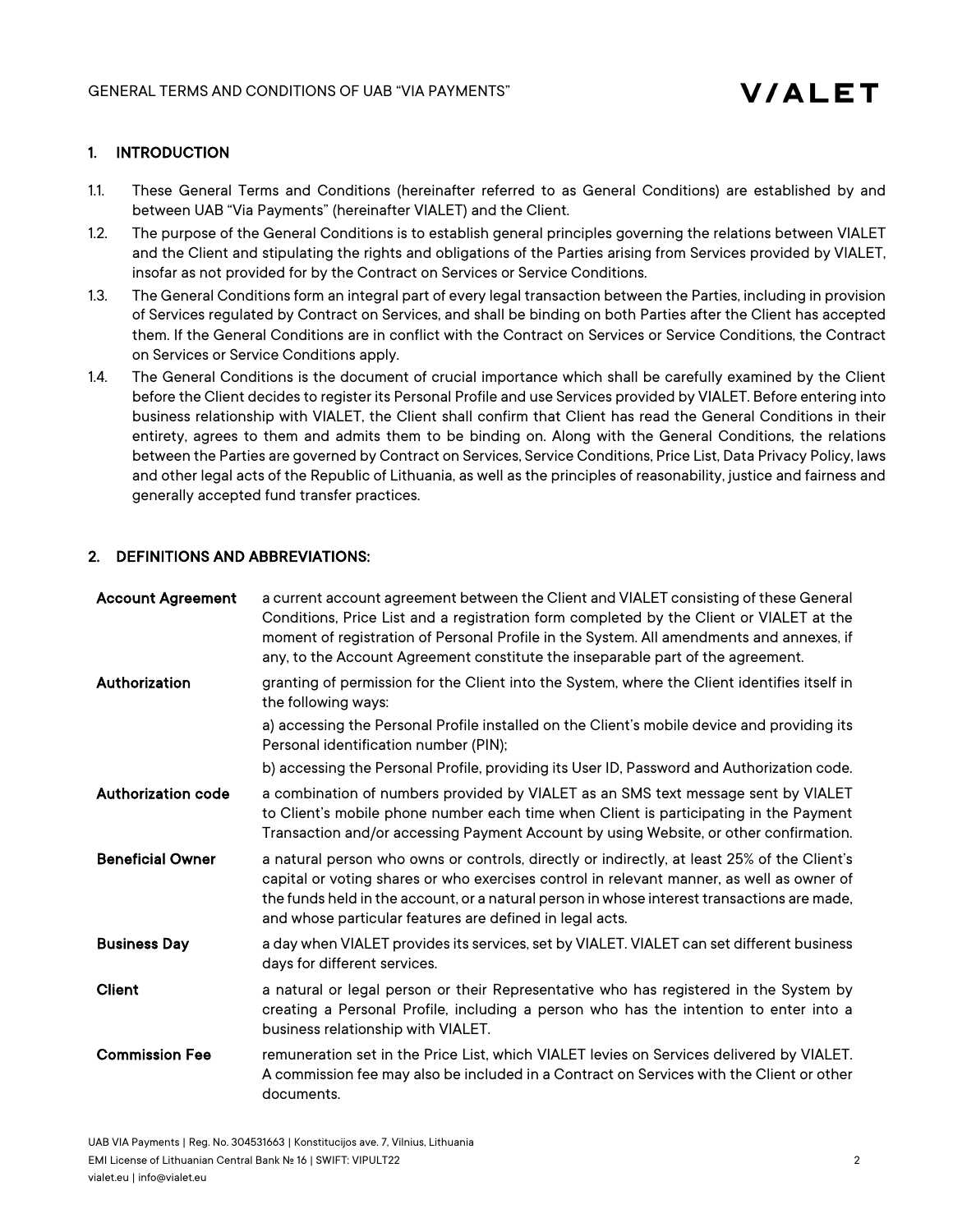## 1. INTRODUCTION

1.1. These General Terms and Conditions (hereinafter referred to as General Conditions) are established by and between UAB "Via Payments" (hereinafter VIALET) and the Client.

1.2. The purpose of the General Conditions is to establish general principles governing the relations between VIALET and the Client and stipulating the rights and obligations of the Parties arising from Services provided by VIALET, insofar as not provided for by the Contract on Services or Service Conditions.

1.3. The General Conditions form an integral part of every legal transaction between the Parties, including in provision of Services regulated by Contract on Services, and shall be binding on both Parties after the Client has accepted them. If the General Conditions are in conflict with the Contract on Services or Service Conditions, the Contract on Services or Service Conditions apply.

1.4. The General Conditions is the document of crucial importance which shall be carefully examined by the Client before the Client decides to register its Personal Profile and use Services provided by VIALET. Before entering into business relationship with VIALET, the Client shall confirm that Client has read the General Conditions in their entirety, agrees to them and admits them to be binding on. Along with the General Conditions, the relations between the Parties are governed by Contract on Services, Service Conditions, Price List, Data Privacy Policy, laws and other legal acts of the Republic of Lithuania, as well as the principles of reasonability, justice and fairness and generally accepted fund transfer practices.

## 2. DEFINITIONS AND ABBREVIATIONS:

| | |
|---|---|
| **Account Agreement** | a current account agreement between the Client and VIALET consisting of these General Conditions, Price List and a registration form completed by the Client or VIALET at the moment of registration of Personal Profile in the System. All amendments and annexes, if any, to the Account Agreement constitute the inseparable part of the agreement. |
| **Authorization** | granting of permission for the Client into the System, where the Client identifies itself in the following ways:<br>a) accessing the Personal Profile installed on the Client's mobile device and providing its Personal identification number (PIN);<br>b) accessing the Personal Profile, providing its User ID, Password and Authorization code. |
| **Authorization code** | a combination of numbers provided by VIALET as an SMS text message sent by VIALET to Client's mobile phone number each time when Client is participating in the Payment Transaction and/or accessing Payment Account by using Website, or other confirmation. |
| **Beneficial Owner** | a natural person who owns or controls, directly or indirectly, at least 25% of the Client's capital or voting shares or who exercises control in relevant manner, as well as owner of the funds held in the account, or a natural person in whose interest transactions are made, and whose particular features are defined in legal acts. |
| **Business Day** | a day when VIALET provides its services, set by VIALET. VIALET can set different business days for different services. |
| **Client** | a natural or legal person or their Representative who has registered in the System by creating a Personal Profile, including a person who has the intention to enter into a business relationship with VIALET. |
| **Commission Fee** | remuneration set in the Price List, which VIALET levies on Services delivered by VIALET. A commission fee may also be included in a Contract on Services with the Client or other documents. |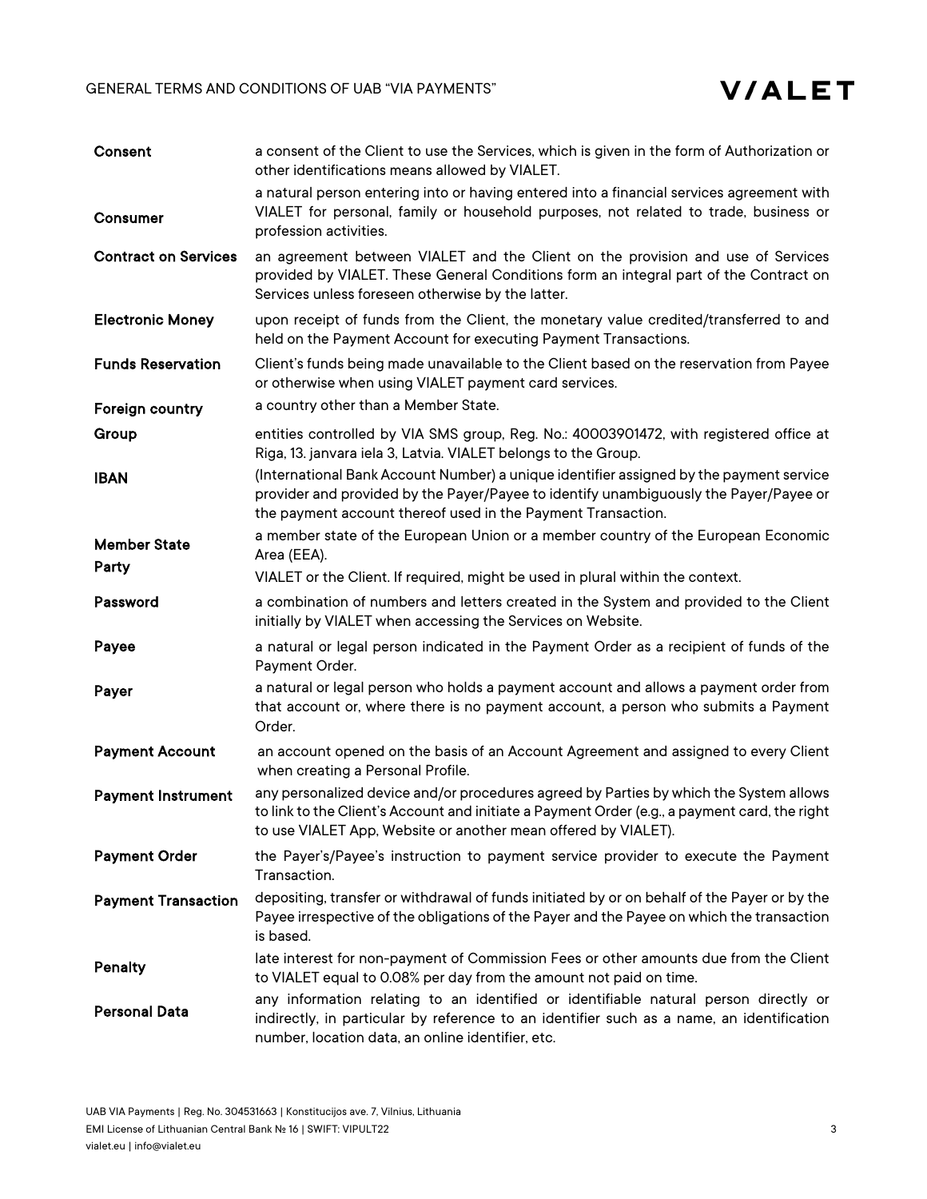| | |
|---|---|
| **Consent** | a consent of the Client to use the Services, which is given in the form of Authorization or other identifications means allowed by VIALET. |
| **Consumer** | a natural person entering into or having entered into a financial services agreement with VIALET for personal, family or household purposes, not related to trade, business or profession activities. |
| **Contract on Services** | an agreement between VIALET and the Client on the provision and use of Services provided by VIALET. These General Conditions form an integral part of the Contract on Services unless foreseen otherwise by the latter. |
| **Electronic Money** | upon receipt of funds from the Client, the monetary value credited/transferred to and held on the Payment Account for executing Payment Transactions. |
| **Funds Reservation** | Client's funds being made unavailable to the Client based on the reservation from Payee or otherwise when using VIALET payment card services. |
| **Foreign country** | a country other than a Member State. |
| **Group** | entities controlled by VIA SMS group, Reg. No.: 40003901472, with registered office at Riga, 13. janvara iela 3, Latvia. VIALET belongs to the Group. |
| **IBAN** | (International Bank Account Number) a unique identifier assigned by the payment service provider and provided by the Payer/Payee to identify unambiguously the Payer/Payee or the payment account thereof used in the Payment Transaction. |
| **Member State** | a member state of the European Union or a member country of the European Economic Area (EEA). |
| **Party** | VIALET or the Client. If required, might be used in plural within the context. |
| **Password** | a combination of numbers and letters created in the System and provided to the Client initially by VIALET when accessing the Services on Website. |
| **Payee** | a natural or legal person indicated in the Payment Order as a recipient of funds of the Payment Order. |
| **Payer** | a natural or legal person who holds a payment account and allows a payment order from that account or, where there is no payment account, a person who submits a Payment Order. |
| **Payment Account** | an account opened on the basis of an Account Agreement and assigned to every Client when creating a Personal Profile. |
| **Payment Instrument** | any personalized device and/or procedures agreed by Parties by which the System allows to link to the Client's Account and initiate a Payment Order (e.g., a payment card, the right to use VIALET App, Website or another mean offered by VIALET). |
| **Payment Order** | the Payer's/Payee's instruction to payment service provider to execute the Payment Transaction. |
| **Payment Transaction** | depositing, transfer or withdrawal of funds initiated by or on behalf of the Payer or by the Payee irrespective of the obligations of the Payer and the Payee on which the transaction is based. |
| **Penalty** | late interest for non-payment of Commission Fees or other amounts due from the Client to VIALET equal to 0.08% per day from the amount not paid on time. |
| **Personal Data** | any information relating to an identified or identifiable natural person directly or indirectly, in particular by reference to an identifier such as a name, an identification number, location data, an online identifier, etc. |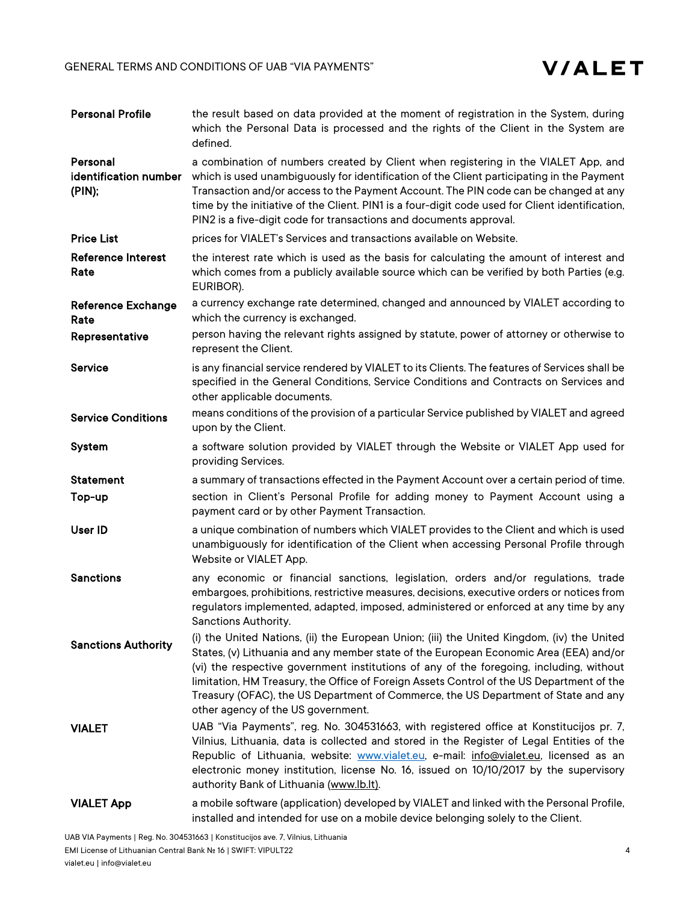| | |
|---|---|
| **Personal Profile** | the result based on data provided at the moment of registration in the System, during which the Personal Data is processed and the rights of the Client in the System are defined. |
| **Personal identification number (PIN);** | a combination of numbers created by Client when registering in the VIALET App, and which is used unambiguously for identification of the Client participating in the Payment Transaction and/or access to the Payment Account. The PIN code can be changed at any time by the initiative of the Client. PIN1 is a four-digit code used for Client identification, PIN2 is a five-digit code for transactions and documents approval. |
| **Price List** | prices for VIALET's Services and transactions available on Website. |
| **Reference Interest Rate** | the interest rate which is used as the basis for calculating the amount of interest and which comes from a publicly available source which can be verified by both Parties (e.g. EURIBOR). |
| **Reference Exchange Rate** | a currency exchange rate determined, changed and announced by VIALET according to which the currency is exchanged. |
| **Representative** | person having the relevant rights assigned by statute, power of attorney or otherwise to represent the Client. |
| **Service** | is any financial service rendered by VIALET to its Clients. The features of Services shall be specified in the General Conditions, Service Conditions and Contracts on Services and other applicable documents. |
| **Service Conditions** | means conditions of the provision of a particular Service published by VIALET and agreed upon by the Client. |
| **System** | a software solution provided by VIALET through the Website or VIALET App used for providing Services. |
| **Statement** | a summary of transactions effected in the Payment Account over a certain period of time. |
| **Top-up** | section in Client's Personal Profile for adding money to Payment Account using a payment card or by other Payment Transaction. |
| **User ID** | a unique combination of numbers which VIALET provides to the Client and which is used unambiguously for identification of the Client when accessing Personal Profile through Website or VIALET App. |
| **Sanctions** | any economic or financial sanctions, legislation, orders and/or regulations, trade embargoes, prohibitions, restrictive measures, decisions, executive orders or notices from regulators implemented, adapted, imposed, administered or enforced at any time by any Sanctions Authority. |
| **Sanctions Authority** | (i) the United Nations, (ii) the European Union; (iii) the United Kingdom, (iv) the United States, (v) Lithuania and any member state of the European Economic Area (EEA) and/or (vi) the respective government institutions of any of the foregoing, including, without limitation, HM Treasury, the Office of Foreign Assets Control of the US Department of the Treasury (OFAC), the US Department of Commerce, the US Department of State and any other agency of the US government. |
| **VIALET** | UAB "Via Payments", reg. No. 304531663, with registered office at Konstitucijos pr. 7, Vilnius, Lithuania, data is collected and stored in the Register of Legal Entities of the Republic of Lithuania, website: [www.vialet.eu](http://www.vialet.eu), e-mail: [info@vialet.eu](mailto:info@vialet.eu), licensed as an electronic money institution, license No. 16, issued on 10/10/2017 by the supervisory authority Bank of Lithuania ([www.lb.lt](http://www.lb.lt)). |
| **VIALET App** | a mobile software (application) developed by VIALET and linked with the Personal Profile, installed and intended for use on a mobile device belonging solely to the Client. |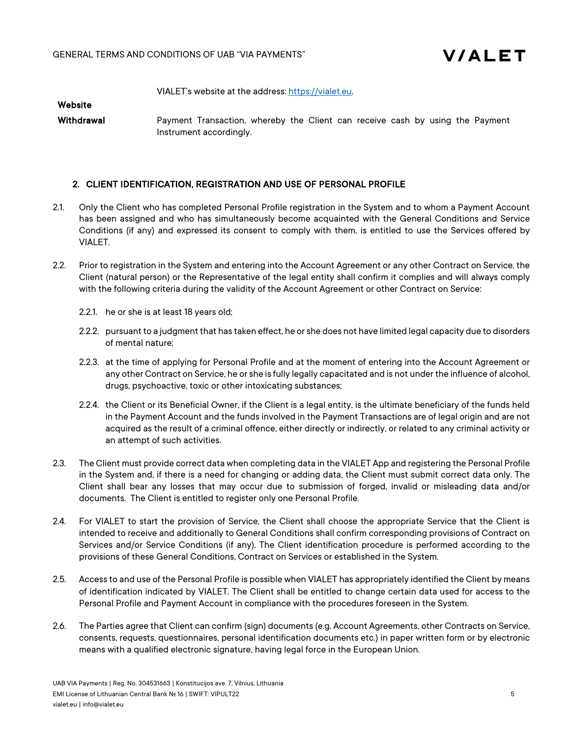| | |
|---|---|
| **Website** | VIALET's website at the address: https://vialet.eu. |
| **Withdrawal** | Payment Transaction, whereby the Client can receive cash by using the Payment Instrument accordingly. |

## 2. CLIENT IDENTIFICATION, REGISTRATION AND USE OF PERSONAL PROFILE

2.1. Only the Client who has completed Personal Profile registration in the System and to whom a Payment Account has been assigned and who has simultaneously become acquainted with the General Conditions and Service Conditions (if any) and expressed its consent to comply with them, is entitled to use the Services offered by VIALET.

2.2. Prior to registration in the System and entering into the Account Agreement or any other Contract on Service, the Client (natural person) or the Representative of the legal entity shall confirm it complies and will always comply with the following criteria during the validity of the Account Agreement or other Contract on Service:

2.2.1. he or she is at least 18 years old;

2.2.2. pursuant to a judgment that has taken effect, he or she does not have limited legal capacity due to disorders of mental nature;

2.2.3. at the time of applying for Personal Profile and at the moment of entering into the Account Agreement or any other Contract on Service, he or she is fully legally capacitated and is not under the influence of alcohol, drugs, psychoactive, toxic or other intoxicating substances;

2.2.4. the Client or its Beneficial Owner, if the Client is a legal entity, is the ultimate beneficiary of the funds held in the Payment Account and the funds involved in the Payment Transactions are of legal origin and are not acquired as the result of a criminal offence, either directly or indirectly, or related to any criminal activity or an attempt of such activities.

2.3. The Client must provide correct data when completing data in the VIALET App and registering the Personal Profile in the System and, if there is a need for changing or adding data, the Client must submit correct data only. The Client shall bear any losses that may occur due to submission of forged, invalid or misleading data and/or documents. The Client is entitled to register only one Personal Profile.

2.4. For VIALET to start the provision of Service, the Client shall choose the appropriate Service that the Client is intended to receive and additionally to General Conditions shall confirm corresponding provisions of Contract on Services and/or Service Conditions (if any). The Client identification procedure is performed according to the provisions of these General Conditions, Contract on Services or established in the System.

2.5. Access to and use of the Personal Profile is possible when VIALET has appropriately identified the Client by means of identification indicated by VIALET. The Client shall be entitled to change certain data used for access to the Personal Profile and Payment Account in compliance with the procedures foreseen in the System.

2.6. The Parties agree that Client can confirm (sign) documents (e.g. Account Agreements, other Contracts on Service, consents, requests, questionnaires, personal identification documents etc.) in paper written form or by electronic means with a qualified electronic signature, having legal force in the European Union.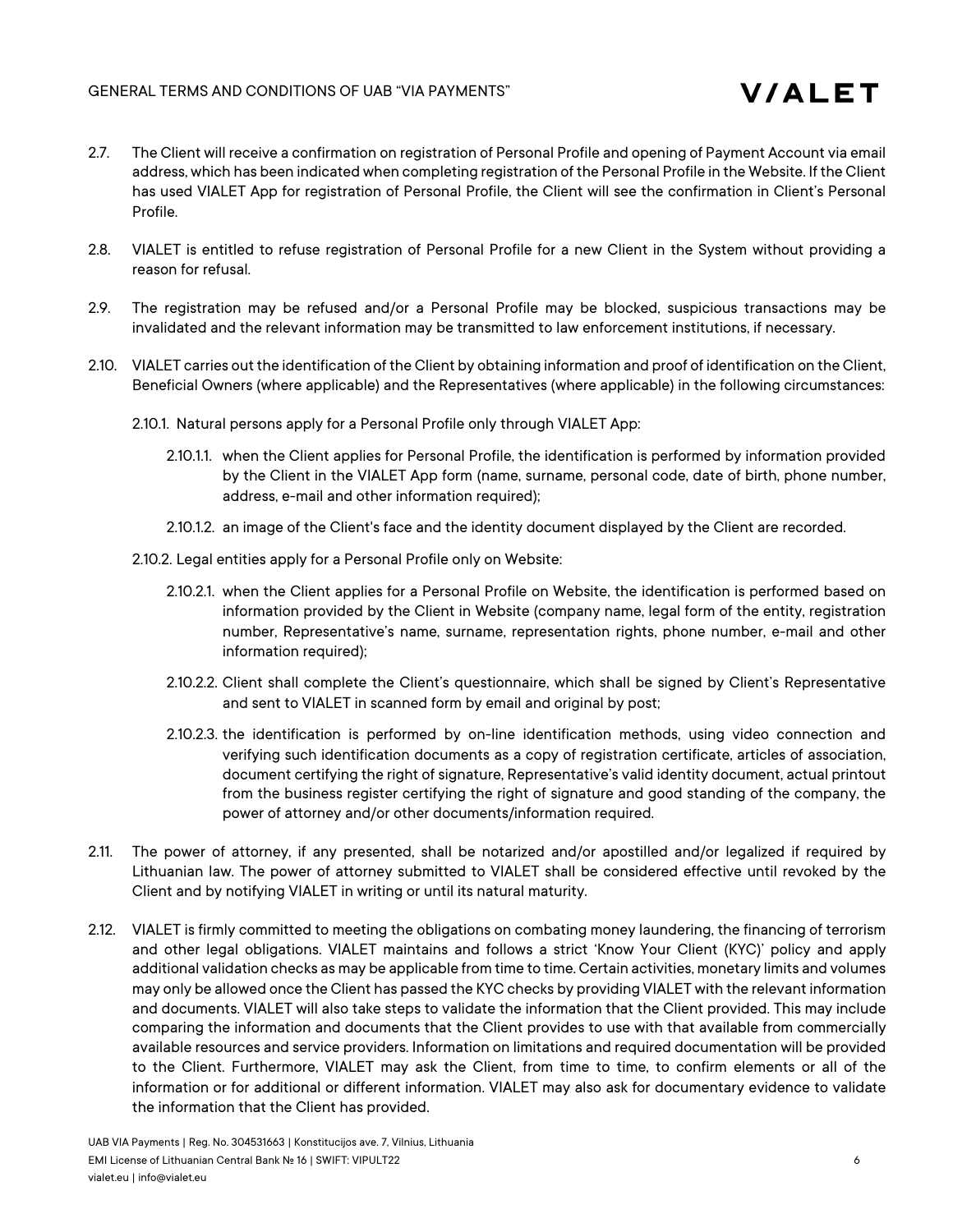2.7. The Client will receive a confirmation on registration of Personal Profile and opening of Payment Account via email address, which has been indicated when completing registration of the Personal Profile in the Website. If the Client has used VIALET App for registration of Personal Profile, the Client will see the confirmation in Client's Personal Profile.

2.8. VIALET is entitled to refuse registration of Personal Profile for a new Client in the System without providing a reason for refusal.

2.9. The registration may be refused and/or a Personal Profile may be blocked, suspicious transactions may be invalidated and the relevant information may be transmitted to law enforcement institutions, if necessary.

2.10. VIALET carries out the identification of the Client by obtaining information and proof of identification on the Client, Beneficial Owners (where applicable) and the Representatives (where applicable) in the following circumstances:

2.10.1. Natural persons apply for a Personal Profile only through VIALET App:

2.10.1.1. when the Client applies for Personal Profile, the identification is performed by information provided by the Client in the VIALET App form (name, surname, personal code, date of birth, phone number, address, e-mail and other information required);

2.10.1.2. an image of the Client's face and the identity document displayed by the Client are recorded.

2.10.2. Legal entities apply for a Personal Profile only on Website:

2.10.2.1. when the Client applies for a Personal Profile on Website, the identification is performed based on information provided by the Client in Website (company name, legal form of the entity, registration number, Representative's name, surname, representation rights, phone number, e-mail and other information required);

2.10.2.2. Client shall complete the Client's questionnaire, which shall be signed by Client's Representative and sent to VIALET in scanned form by email and original by post;

2.10.2.3. the identification is performed by on-line identification methods, using video connection and verifying such identification documents as a copy of registration certificate, articles of association, document certifying the right of signature, Representative's valid identity document, actual printout from the business register certifying the right of signature and good standing of the company, the power of attorney and/or other documents/information required.

2.11. The power of attorney, if any presented, shall be notarized and/or apostilled and/or legalized if required by Lithuanian law. The power of attorney submitted to VIALET shall be considered effective until revoked by the Client and by notifying VIALET in writing or until its natural maturity.

2.12. VIALET is firmly committed to meeting the obligations on combating money laundering, the financing of terrorism and other legal obligations. VIALET maintains and follows a strict 'Know Your Client (KYC)' policy and apply additional validation checks as may be applicable from time to time. Certain activities, monetary limits and volumes may only be allowed once the Client has passed the KYC checks by providing VIALET with the relevant information and documents. VIALET will also take steps to validate the information that the Client provided. This may include comparing the information and documents that the Client provides to use with that available from commercially available resources and service providers. Information on limitations and required documentation will be provided to the Client. Furthermore, VIALET may ask the Client, from time to time, to confirm elements or all of the information or for additional or different information. VIALET may also ask for documentary evidence to validate the information that the Client has provided.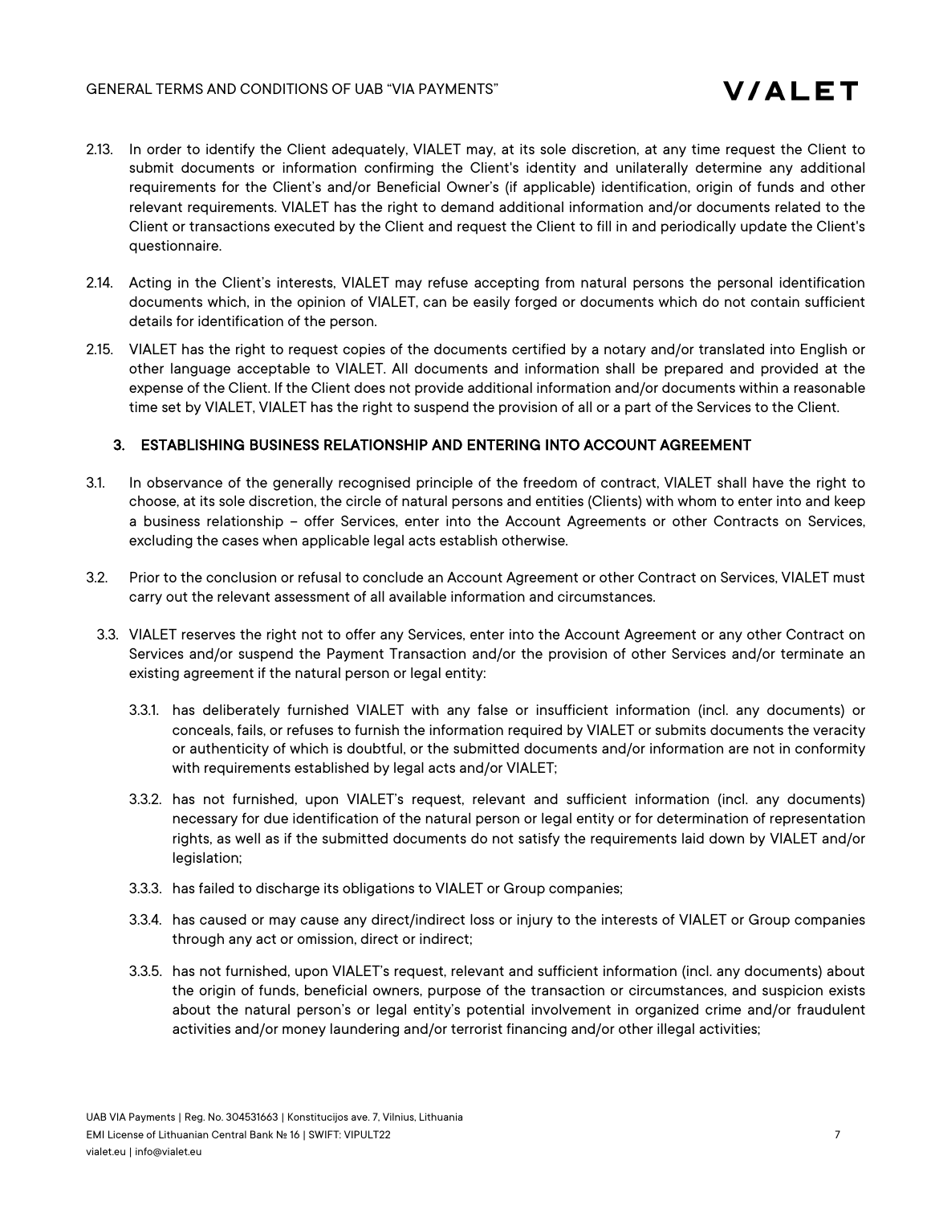2.13. In order to identify the Client adequately, VIALET may, at its sole discretion, at any time request the Client to submit documents or information confirming the Client's identity and unilaterally determine any additional requirements for the Client's and/or Beneficial Owner's (if applicable) identification, origin of funds and other relevant requirements. VIALET has the right to demand additional information and/or documents related to the Client or transactions executed by the Client and request the Client to fill in and periodically update the Client's questionnaire.

2.14. Acting in the Client's interests, VIALET may refuse accepting from natural persons the personal identification documents which, in the opinion of VIALET, can be easily forged or documents which do not contain sufficient details for identification of the person.

2.15. VIALET has the right to request copies of the documents certified by a notary and/or translated into English or other language acceptable to VIALET. All documents and information shall be prepared and provided at the expense of the Client. If the Client does not provide additional information and/or documents within a reasonable time set by VIALET, VIALET has the right to suspend the provision of all or a part of the Services to the Client.

## 3. ESTABLISHING BUSINESS RELATIONSHIP AND ENTERING INTO ACCOUNT AGREEMENT

3.1. In observance of the generally recognised principle of the freedom of contract, VIALET shall have the right to choose, at its sole discretion, the circle of natural persons and entities (Clients) with whom to enter into and keep a business relationship – offer Services, enter into the Account Agreements or other Contracts on Services, excluding the cases when applicable legal acts establish otherwise.

3.2. Prior to the conclusion or refusal to conclude an Account Agreement or other Contract on Services, VIALET must carry out the relevant assessment of all available information and circumstances.

3.3. VIALET reserves the right not to offer any Services, enter into the Account Agreement or any other Contract on Services and/or suspend the Payment Transaction and/or the provision of other Services and/or terminate an existing agreement if the natural person or legal entity:

3.3.1. has deliberately furnished VIALET with any false or insufficient information (incl. any documents) or conceals, fails, or refuses to furnish the information required by VIALET or submits documents the veracity or authenticity of which is doubtful, or the submitted documents and/or information are not in conformity with requirements established by legal acts and/or VIALET;

3.3.2. has not furnished, upon VIALET's request, relevant and sufficient information (incl. any documents) necessary for due identification of the natural person or legal entity or for determination of representation rights, as well as if the submitted documents do not satisfy the requirements laid down by VIALET and/or legislation;

3.3.3. has failed to discharge its obligations to VIALET or Group companies;

3.3.4. has caused or may cause any direct/indirect loss or injury to the interests of VIALET or Group companies through any act or omission, direct or indirect;

3.3.5. has not furnished, upon VIALET's request, relevant and sufficient information (incl. any documents) about the origin of funds, beneficial owners, purpose of the transaction or circumstances, and suspicion exists about the natural person's or legal entity's potential involvement in organized crime and/or fraudulent activities and/or money laundering and/or terrorist financing and/or other illegal activities;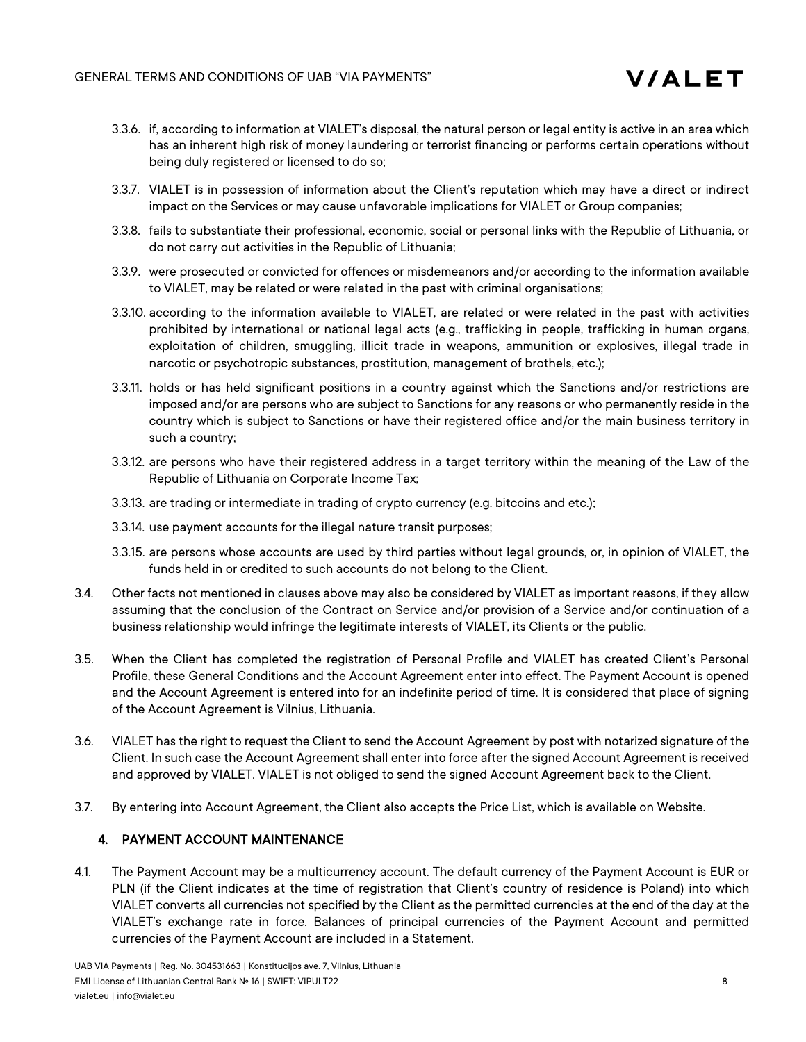3.3.6. if, according to information at VIALET's disposal, the natural person or legal entity is active in an area which has an inherent high risk of money laundering or terrorist financing or performs certain operations without being duly registered or licensed to do so;

3.3.7. VIALET is in possession of information about the Client's reputation which may have a direct or indirect impact on the Services or may cause unfavorable implications for VIALET or Group companies;

3.3.8. fails to substantiate their professional, economic, social or personal links with the Republic of Lithuania, or do not carry out activities in the Republic of Lithuania;

3.3.9. were prosecuted or convicted for offences or misdemeanors and/or according to the information available to VIALET, may be related or were related in the past with criminal organisations;

3.3.10. according to the information available to VIALET, are related or were related in the past with activities prohibited by international or national legal acts (e.g., trafficking in people, trafficking in human organs, exploitation of children, smuggling, illicit trade in weapons, ammunition or explosives, illegal trade in narcotic or psychotropic substances, prostitution, management of brothels, etc.);

3.3.11. holds or has held significant positions in a country against which the Sanctions and/or restrictions are imposed and/or are persons who are subject to Sanctions for any reasons or who permanently reside in the country which is subject to Sanctions or have their registered office and/or the main business territory in such a country;

3.3.12. are persons who have their registered address in a target territory within the meaning of the Law of the Republic of Lithuania on Corporate Income Tax;

3.3.13. are trading or intermediate in trading of crypto currency (e.g. bitcoins and etc.);

3.3.14. use payment accounts for the illegal nature transit purposes;

3.3.15. are persons whose accounts are used by third parties without legal grounds, or, in opinion of VIALET, the funds held in or credited to such accounts do not belong to the Client.

3.4. Other facts not mentioned in clauses above may also be considered by VIALET as important reasons, if they allow assuming that the conclusion of the Contract on Service and/or provision of a Service and/or continuation of a business relationship would infringe the legitimate interests of VIALET, its Clients or the public.

3.5. When the Client has completed the registration of Personal Profile and VIALET has created Client's Personal Profile, these General Conditions and the Account Agreement enter into effect. The Payment Account is opened and the Account Agreement is entered into for an indefinite period of time. It is considered that place of signing of the Account Agreement is Vilnius, Lithuania.

3.6. VIALET has the right to request the Client to send the Account Agreement by post with notarized signature of the Client. In such case the Account Agreement shall enter into force after the signed Account Agreement is received and approved by VIALET. VIALET is not obliged to send the signed Account Agreement back to the Client.

3.7. By entering into Account Agreement, the Client also accepts the Price List, which is available on Website.

## 4. PAYMENT ACCOUNT MAINTENANCE

4.1. The Payment Account may be a multicurrency account. The default currency of the Payment Account is EUR or PLN (if the Client indicates at the time of registration that Client's country of residence is Poland) into which VIALET converts all currencies not specified by the Client as the permitted currencies at the end of the day at the VIALET's exchange rate in force. Balances of principal currencies of the Payment Account and permitted currencies of the Payment Account are included in a Statement.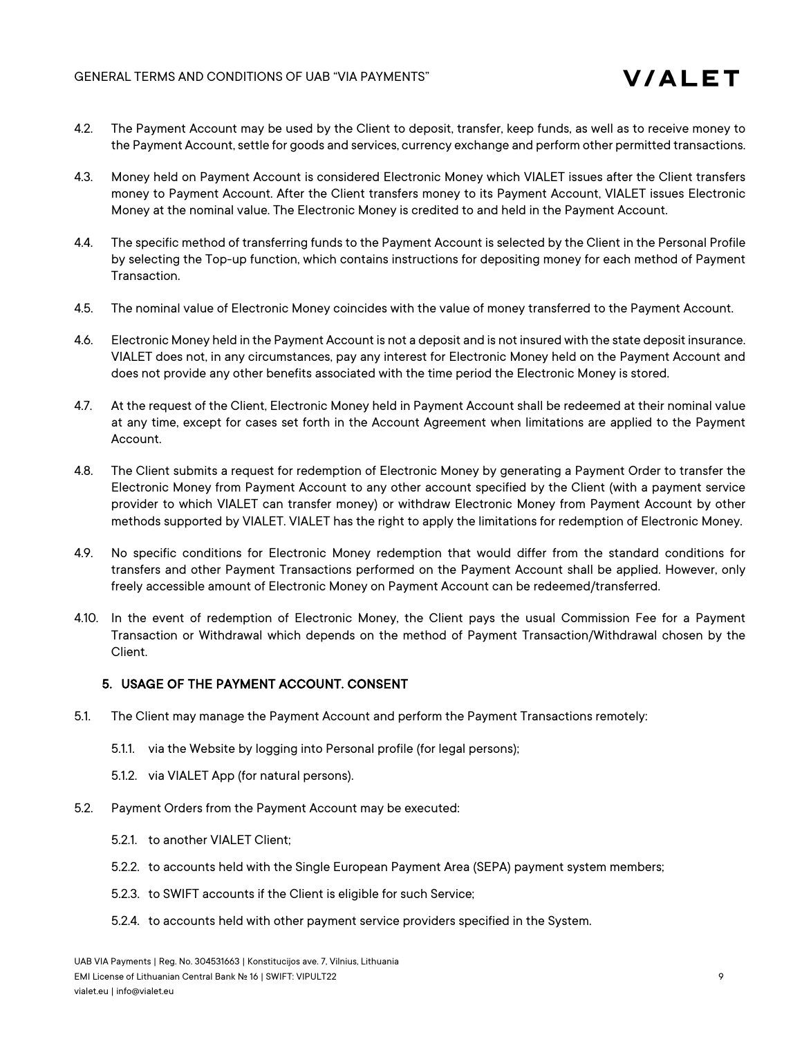4.2. The Payment Account may be used by the Client to deposit, transfer, keep funds, as well as to receive money to the Payment Account, settle for goods and services, currency exchange and perform other permitted transactions.

4.3. Money held on Payment Account is considered Electronic Money which VIALET issues after the Client transfers money to Payment Account. After the Client transfers money to its Payment Account, VIALET issues Electronic Money at the nominal value. The Electronic Money is credited to and held in the Payment Account.

4.4. The specific method of transferring funds to the Payment Account is selected by the Client in the Personal Profile by selecting the Top-up function, which contains instructions for depositing money for each method of Payment Transaction.

4.5. The nominal value of Electronic Money coincides with the value of money transferred to the Payment Account.

4.6. Electronic Money held in the Payment Account is not a deposit and is not insured with the state deposit insurance. VIALET does not, in any circumstances, pay any interest for Electronic Money held on the Payment Account and does not provide any other benefits associated with the time period the Electronic Money is stored.

4.7. At the request of the Client, Electronic Money held in Payment Account shall be redeemed at their nominal value at any time, except for cases set forth in the Account Agreement when limitations are applied to the Payment Account.

4.8. The Client submits a request for redemption of Electronic Money by generating a Payment Order to transfer the Electronic Money from Payment Account to any other account specified by the Client (with a payment service provider to which VIALET can transfer money) or withdraw Electronic Money from Payment Account by other methods supported by VIALET. VIALET has the right to apply the limitations for redemption of Electronic Money.

4.9. No specific conditions for Electronic Money redemption that would differ from the standard conditions for transfers and other Payment Transactions performed on the Payment Account shall be applied. However, only freely accessible amount of Electronic Money on Payment Account can be redeemed/transferred.

4.10. In the event of redemption of Electronic Money, the Client pays the usual Commission Fee for a Payment Transaction or Withdrawal which depends on the method of Payment Transaction/Withdrawal chosen by the Client.

## 5. USAGE OF THE PAYMENT ACCOUNT. CONSENT

5.1. The Client may manage the Payment Account and perform the Payment Transactions remotely:

5.1.1. via the Website by logging into Personal profile (for legal persons);

5.1.2. via VIALET App (for natural persons).

5.2. Payment Orders from the Payment Account may be executed:

5.2.1. to another VIALET Client;

5.2.2. to accounts held with the Single European Payment Area (SEPA) payment system members;

5.2.3. to SWIFT accounts if the Client is eligible for such Service;

5.2.4. to accounts held with other payment service providers specified in the System.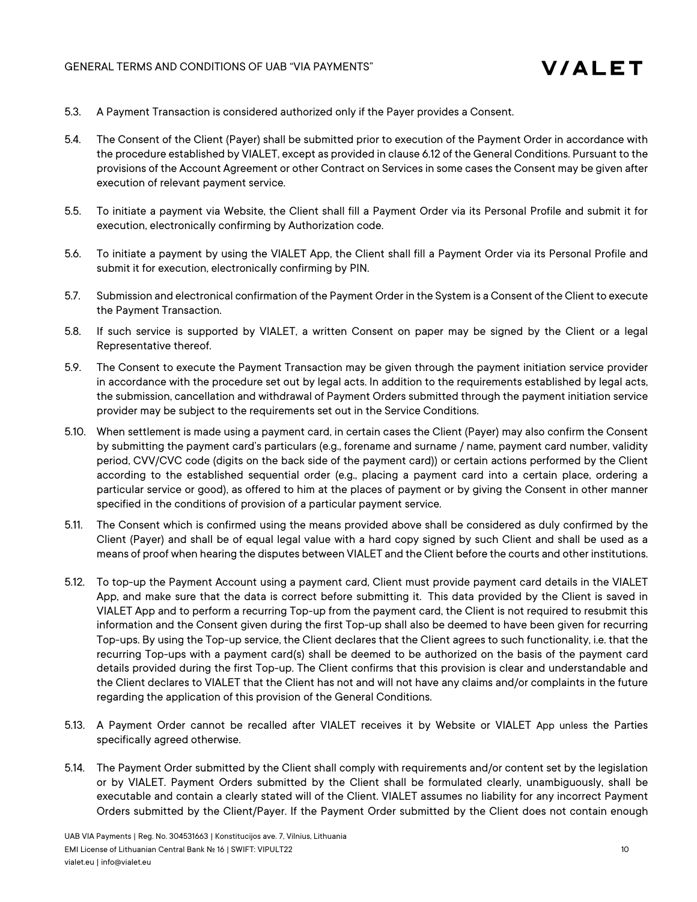5.3. A Payment Transaction is considered authorized only if the Payer provides a Consent.

5.4. The Consent of the Client (Payer) shall be submitted prior to execution of the Payment Order in accordance with the procedure established by VIALET, except as provided in clause 6.12 of the General Conditions. Pursuant to the provisions of the Account Agreement or other Contract on Services in some cases the Consent may be given after execution of relevant payment service.

5.5. To initiate a payment via Website, the Client shall fill a Payment Order via its Personal Profile and submit it for execution, electronically confirming by Authorization code.

5.6. To initiate a payment by using the VIALET App, the Client shall fill a Payment Order via its Personal Profile and submit it for execution, electronically confirming by PIN.

5.7. Submission and electronical confirmation of the Payment Order in the System is a Consent of the Client to execute the Payment Transaction.

5.8. If such service is supported by VIALET, a written Consent on paper may be signed by the Client or a legal Representative thereof.

5.9. The Consent to execute the Payment Transaction may be given through the payment initiation service provider in accordance with the procedure set out by legal acts. In addition to the requirements established by legal acts, the submission, cancellation and withdrawal of Payment Orders submitted through the payment initiation service provider may be subject to the requirements set out in the Service Conditions.

5.10. When settlement is made using a payment card, in certain cases the Client (Payer) may also confirm the Consent by submitting the payment card's particulars (e.g., forename and surname / name, payment card number, validity period, CVV/CVC code (digits on the back side of the payment card)) or certain actions performed by the Client according to the established sequential order (e.g., placing a payment card into a certain place, ordering a particular service or good), as offered to him at the places of payment or by giving the Consent in other manner specified in the conditions of provision of a particular payment service.

5.11. The Consent which is confirmed using the means provided above shall be considered as duly confirmed by the Client (Payer) and shall be of equal legal value with a hard copy signed by such Client and shall be used as a means of proof when hearing the disputes between VIALET and the Client before the courts and other institutions.

5.12. To top-up the Payment Account using a payment card, Client must provide payment card details in the VIALET App, and make sure that the data is correct before submitting it. This data provided by the Client is saved in VIALET App and to perform a recurring Top-up from the payment card, the Client is not required to resubmit this information and the Consent given during the first Top-up shall also be deemed to have been given for recurring Top-ups. By using the Top-up service, the Client declares that the Client agrees to such functionality, i.e. that the recurring Top-ups with a payment card(s) shall be deemed to be authorized on the basis of the payment card details provided during the first Top-up. The Client confirms that this provision is clear and understandable and the Client declares to VIALET that the Client has not and will not have any claims and/or complaints in the future regarding the application of this provision of the General Conditions.

5.13. A Payment Order cannot be recalled after VIALET receives it by Website or VIALET App unless the Parties specifically agreed otherwise.

5.14. The Payment Order submitted by the Client shall comply with requirements and/or content set by the legislation or by VIALET. Payment Orders submitted by the Client shall be formulated clearly, unambiguously, shall be executable and contain a clearly stated will of the Client. VIALET assumes no liability for any incorrect Payment Orders submitted by the Client/Payer. If the Payment Order submitted by the Client does not contain enough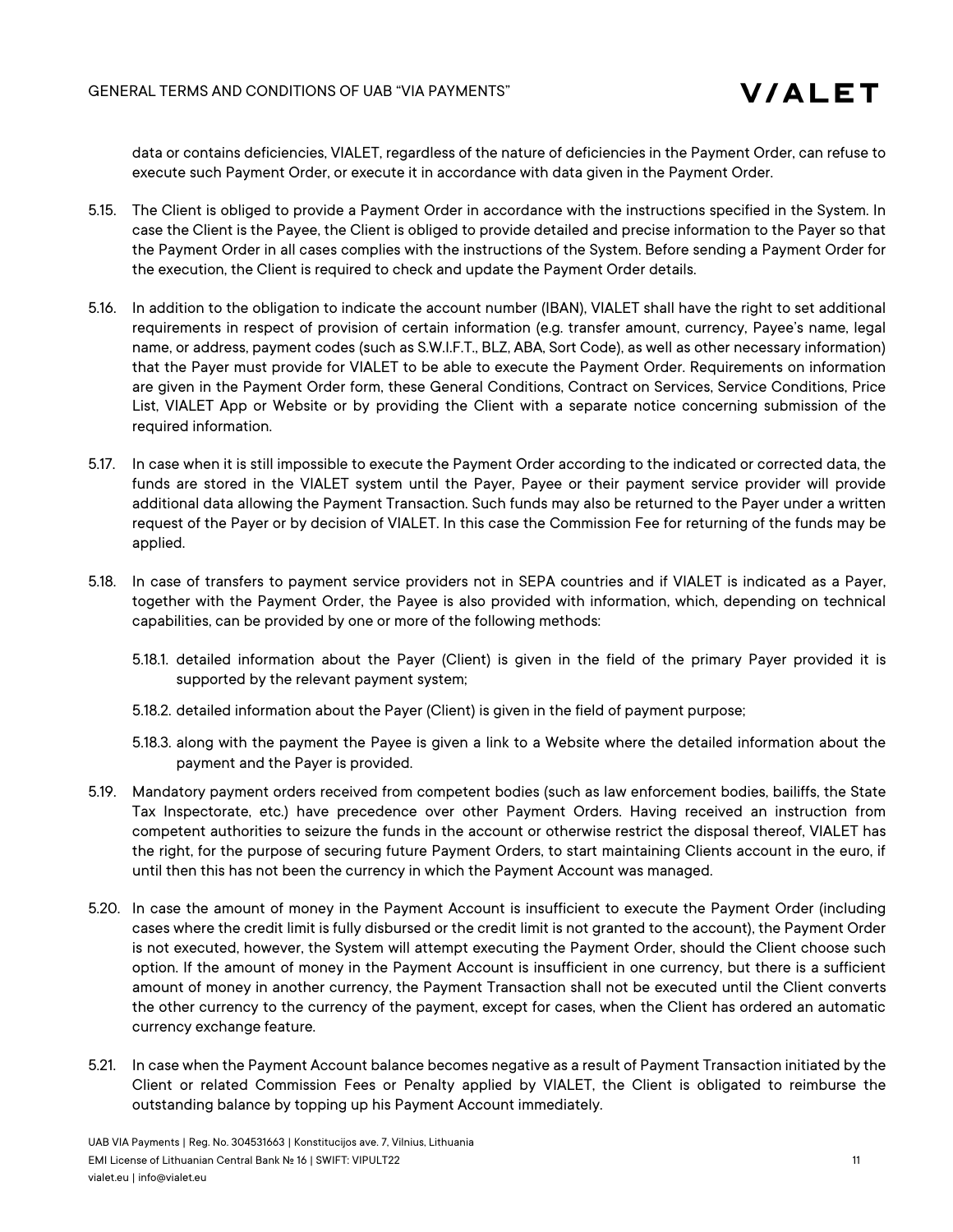data or contains deficiencies, VIALET, regardless of the nature of deficiencies in the Payment Order, can refuse to execute such Payment Order, or execute it in accordance with data given in the Payment Order.

5.15. The Client is obliged to provide a Payment Order in accordance with the instructions specified in the System. In case the Client is the Payee, the Client is obliged to provide detailed and precise information to the Payer so that the Payment Order in all cases complies with the instructions of the System. Before sending a Payment Order for the execution, the Client is required to check and update the Payment Order details.

5.16. In addition to the obligation to indicate the account number (IBAN), VIALET shall have the right to set additional requirements in respect of provision of certain information (e.g. transfer amount, currency, Payee's name, legal name, or address, payment codes (such as S.W.I.F.T., BLZ, ABA, Sort Code), as well as other necessary information) that the Payer must provide for VIALET to be able to execute the Payment Order. Requirements on information are given in the Payment Order form, these General Conditions, Contract on Services, Service Conditions, Price List, VIALET App or Website or by providing the Client with a separate notice concerning submission of the required information.

5.17. In case when it is still impossible to execute the Payment Order according to the indicated or corrected data, the funds are stored in the VIALET system until the Payer, Payee or their payment service provider will provide additional data allowing the Payment Transaction. Such funds may also be returned to the Payer under a written request of the Payer or by decision of VIALET. In this case the Commission Fee for returning of the funds may be applied.

5.18. In case of transfers to payment service providers not in SEPA countries and if VIALET is indicated as a Payer, together with the Payment Order, the Payee is also provided with information, which, depending on technical capabilities, can be provided by one or more of the following methods:

5.18.1. detailed information about the Payer (Client) is given in the field of the primary Payer provided it is supported by the relevant payment system;

5.18.2. detailed information about the Payer (Client) is given in the field of payment purpose;

5.18.3. along with the payment the Payee is given a link to a Website where the detailed information about the payment and the Payer is provided.

5.19. Mandatory payment orders received from competent bodies (such as law enforcement bodies, bailiffs, the State Tax Inspectorate, etc.) have precedence over other Payment Orders. Having received an instruction from competent authorities to seize the funds in the account or otherwise restrict the disposal thereof, VIALET has the right, for the purpose of securing future Payment Orders, to start maintaining Clients account in the euro, if until then this has not been the currency in which the Payment Account was managed.

5.20. In case the amount of money in the Payment Account is insufficient to execute the Payment Order (including cases where the credit limit is fully disbursed or the credit limit is not granted to the account), the Payment Order is not executed, however, the System will attempt executing the Payment Order, should the Client choose such option. If the amount of money in the Payment Account is insufficient in one currency, but there is a sufficient amount of money in another currency, the Payment Transaction shall not be executed until the Client converts the other currency to the currency of the payment, except for cases, when the Client has ordered an automatic currency exchange feature.

5.21. In case when the Payment Account balance becomes negative as a result of Payment Transaction initiated by the Client or related Commission Fees or Penalty applied by VIALET, the Client is obligated to reimburse the outstanding balance by topping up his Payment Account immediately.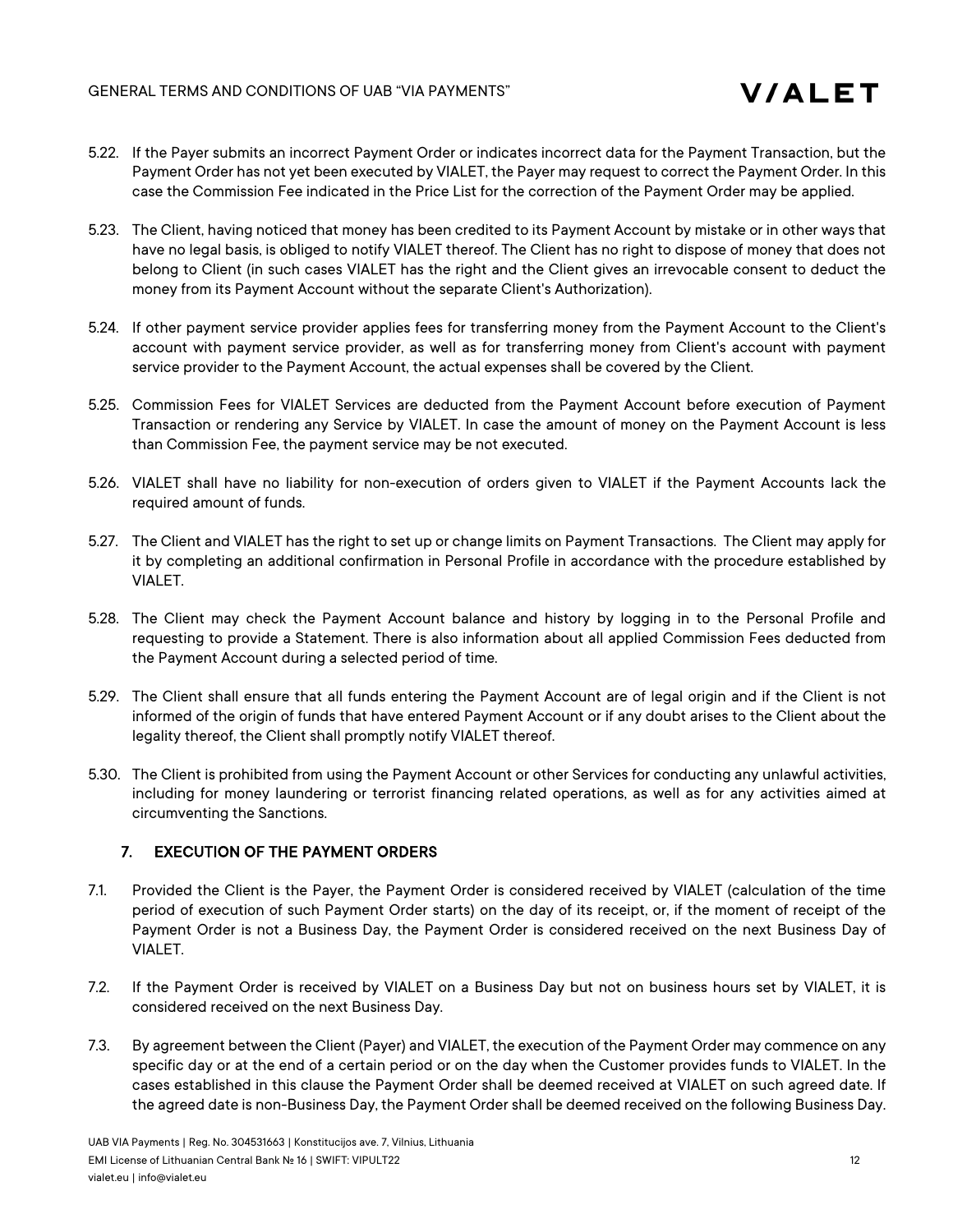5.22. If the Payer submits an incorrect Payment Order or indicates incorrect data for the Payment Transaction, but the Payment Order has not yet been executed by VIALET, the Payer may request to correct the Payment Order. In this case the Commission Fee indicated in the Price List for the correction of the Payment Order may be applied.

5.23. The Client, having noticed that money has been credited to its Payment Account by mistake or in other ways that have no legal basis, is obliged to notify VIALET thereof. The Client has no right to dispose of money that does not belong to Client (in such cases VIALET has the right and the Client gives an irrevocable consent to deduct the money from its Payment Account without the separate Client's Authorization).

5.24. If other payment service provider applies fees for transferring money from the Payment Account to the Client's account with payment service provider, as well as for transferring money from Client's account with payment service provider to the Payment Account, the actual expenses shall be covered by the Client.

5.25. Commission Fees for VIALET Services are deducted from the Payment Account before execution of Payment Transaction or rendering any Service by VIALET. In case the amount of money on the Payment Account is less than Commission Fee, the payment service may be not executed.

5.26. VIALET shall have no liability for non-execution of orders given to VIALET if the Payment Accounts lack the required amount of funds.

5.27. The Client and VIALET has the right to set up or change limits on Payment Transactions. The Client may apply for it by completing an additional confirmation in Personal Profile in accordance with the procedure established by VIALET.

5.28. The Client may check the Payment Account balance and history by logging in to the Personal Profile and requesting to provide a Statement. There is also information about all applied Commission Fees deducted from the Payment Account during a selected period of time.

5.29. The Client shall ensure that all funds entering the Payment Account are of legal origin and if the Client is not informed of the origin of funds that have entered Payment Account or if any doubt arises to the Client about the legality thereof, the Client shall promptly notify VIALET thereof.

5.30. The Client is prohibited from using the Payment Account or other Services for conducting any unlawful activities, including for money laundering or terrorist financing related operations, as well as for any activities aimed at circumventing the Sanctions.

## 7. EXECUTION OF THE PAYMENT ORDERS

7.1. Provided the Client is the Payer, the Payment Order is considered received by VIALET (calculation of the time period of execution of such Payment Order starts) on the day of its receipt, or, if the moment of receipt of the Payment Order is not a Business Day, the Payment Order is considered received on the next Business Day of VIALET.

7.2. If the Payment Order is received by VIALET on a Business Day but not on business hours set by VIALET, it is considered received on the next Business Day.

7.3. By agreement between the Client (Payer) and VIALET, the execution of the Payment Order may commence on any specific day or at the end of a certain period or on the day when the Customer provides funds to VIALET. In the cases established in this clause the Payment Order shall be deemed received at VIALET on such agreed date. If the agreed date is non-Business Day, the Payment Order shall be deemed received on the following Business Day.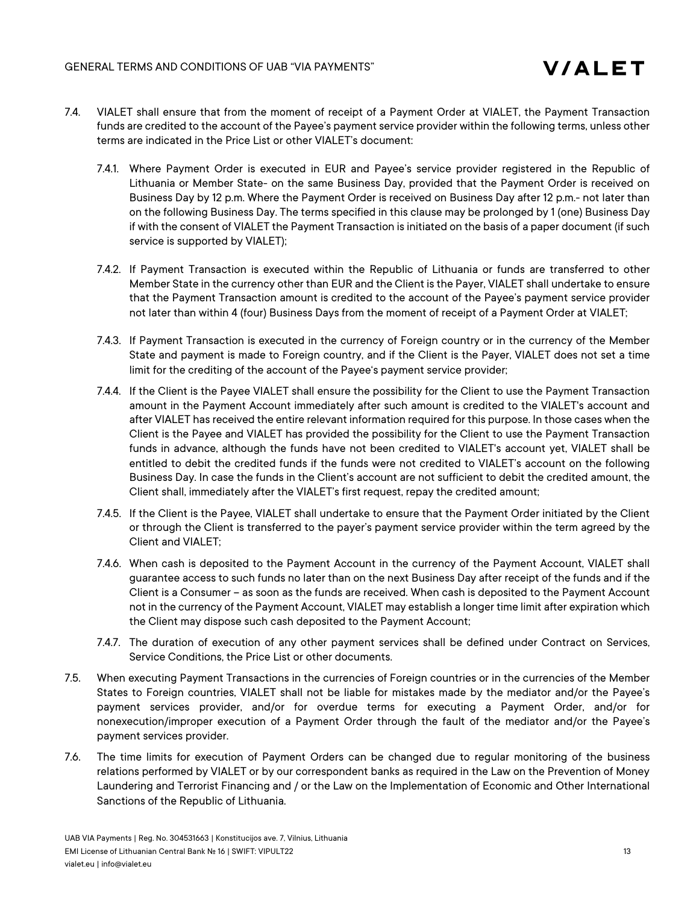7.4. VIALET shall ensure that from the moment of receipt of a Payment Order at VIALET, the Payment Transaction funds are credited to the account of the Payee's payment service provider within the following terms, unless other terms are indicated in the Price List or other VIALET's document:

7.4.1. Where Payment Order is executed in EUR and Payee's service provider registered in the Republic of Lithuania or Member State- on the same Business Day, provided that the Payment Order is received on Business Day by 12 p.m. Where the Payment Order is received on Business Day after 12 p.m.- not later than on the following Business Day. The terms specified in this clause may be prolonged by 1 (one) Business Day if with the consent of VIALET the Payment Transaction is initiated on the basis of a paper document (if such service is supported by VIALET);

7.4.2. If Payment Transaction is executed within the Republic of Lithuania or funds are transferred to other Member State in the currency other than EUR and the Client is the Payer, VIALET shall undertake to ensure that the Payment Transaction amount is credited to the account of the Payee's payment service provider not later than within 4 (four) Business Days from the moment of receipt of a Payment Order at VIALET;

7.4.3. If Payment Transaction is executed in the currency of Foreign country or in the currency of the Member State and payment is made to Foreign country, and if the Client is the Payer, VIALET does not set a time limit for the crediting of the account of the Payee's payment service provider;

7.4.4. If the Client is the Payee VIALET shall ensure the possibility for the Client to use the Payment Transaction amount in the Payment Account immediately after such amount is credited to the VIALET's account and after VIALET has received the entire relevant information required for this purpose. In those cases when the Client is the Payee and VIALET has provided the possibility for the Client to use the Payment Transaction funds in advance, although the funds have not been credited to VIALET's account yet, VIALET shall be entitled to debit the credited funds if the funds were not credited to VIALET's account on the following Business Day. In case the funds in the Client's account are not sufficient to debit the credited amount, the Client shall, immediately after the VIALET's first request, repay the credited amount;

7.4.5. If the Client is the Payee, VIALET shall undertake to ensure that the Payment Order initiated by the Client or through the Client is transferred to the payer's payment service provider within the term agreed by the Client and VIALET;

7.4.6. When cash is deposited to the Payment Account in the currency of the Payment Account, VIALET shall guarantee access to such funds no later than on the next Business Day after receipt of the funds and if the Client is a Consumer – as soon as the funds are received. When cash is deposited to the Payment Account not in the currency of the Payment Account, VIALET may establish a longer time limit after expiration which the Client may dispose such cash deposited to the Payment Account;

7.4.7. The duration of execution of any other payment services shall be defined under Contract on Services, Service Conditions, the Price List or other documents.

7.5. When executing Payment Transactions in the currencies of Foreign countries or in the currencies of the Member States to Foreign countries, VIALET shall not be liable for mistakes made by the mediator and/or the Payee's payment services provider, and/or for overdue terms for executing a Payment Order, and/or for nonexecution/improper execution of a Payment Order through the fault of the mediator and/or the Payee's payment services provider.

7.6. The time limits for execution of Payment Orders can be changed due to regular monitoring of the business relations performed by VIALET or by our correspondent banks as required in the Law on the Prevention of Money Laundering and Terrorist Financing and / or the Law on the Implementation of Economic and Other International Sanctions of the Republic of Lithuania.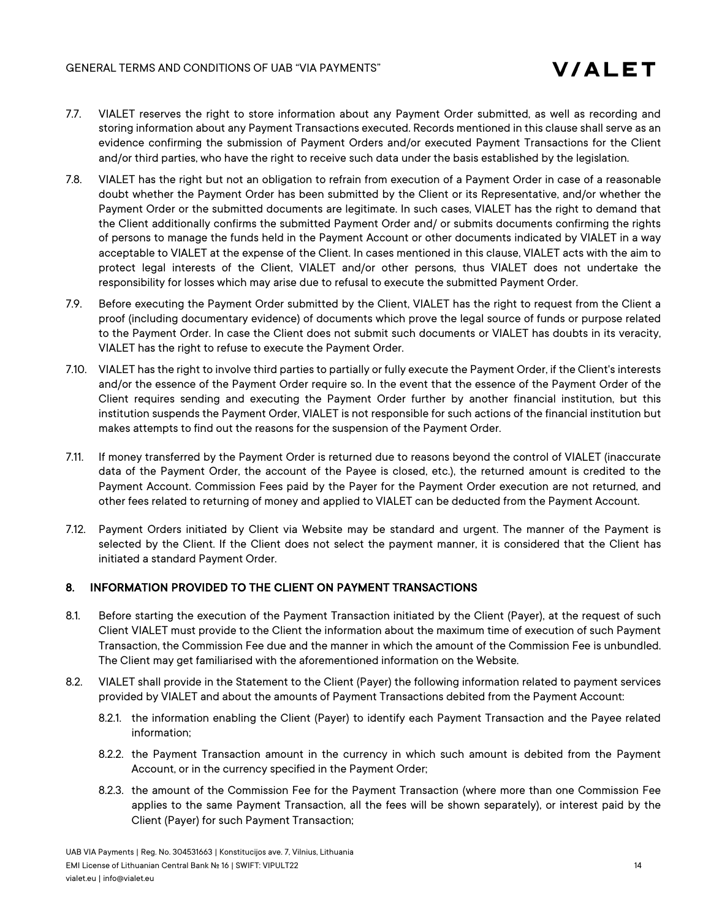7.7. VIALET reserves the right to store information about any Payment Order submitted, as well as recording and storing information about any Payment Transactions executed. Records mentioned in this clause shall serve as an evidence confirming the submission of Payment Orders and/or executed Payment Transactions for the Client and/or third parties, who have the right to receive such data under the basis established by the legislation.

7.8. VIALET has the right but not an obligation to refrain from execution of a Payment Order in case of a reasonable doubt whether the Payment Order has been submitted by the Client or its Representative, and/or whether the Payment Order or the submitted documents are legitimate. In such cases, VIALET has the right to demand that the Client additionally confirms the submitted Payment Order and/ or submits documents confirming the rights of persons to manage the funds held in the Payment Account or other documents indicated by VIALET in a way acceptable to VIALET at the expense of the Client. In cases mentioned in this clause, VIALET acts with the aim to protect legal interests of the Client, VIALET and/or other persons, thus VIALET does not undertake the responsibility for losses which may arise due to refusal to execute the submitted Payment Order.

7.9. Before executing the Payment Order submitted by the Client, VIALET has the right to request from the Client a proof (including documentary evidence) of documents which prove the legal source of funds or purpose related to the Payment Order. In case the Client does not submit such documents or VIALET has doubts in its veracity, VIALET has the right to refuse to execute the Payment Order.

7.10. VIALET has the right to involve third parties to partially or fully execute the Payment Order, if the Client's interests and/or the essence of the Payment Order require so. In the event that the essence of the Payment Order of the Client requires sending and executing the Payment Order further by another financial institution, but this institution suspends the Payment Order, VIALET is not responsible for such actions of the financial institution but makes attempts to find out the reasons for the suspension of the Payment Order.

7.11. If money transferred by the Payment Order is returned due to reasons beyond the control of VIALET (inaccurate data of the Payment Order, the account of the Payee is closed, etc.), the returned amount is credited to the Payment Account. Commission Fees paid by the Payer for the Payment Order execution are not returned, and other fees related to returning of money and applied to VIALET can be deducted from the Payment Account.

7.12. Payment Orders initiated by Client via Website may be standard and urgent. The manner of the Payment is selected by the Client. If the Client does not select the payment manner, it is considered that the Client has initiated a standard Payment Order.

## 8. INFORMATION PROVIDED TO THE CLIENT ON PAYMENT TRANSACTIONS

8.1. Before starting the execution of the Payment Transaction initiated by the Client (Payer), at the request of such Client VIALET must provide to the Client the information about the maximum time of execution of such Payment Transaction, the Commission Fee due and the manner in which the amount of the Commission Fee is unbundled. The Client may get familiarised with the aforementioned information on the Website.

8.2. VIALET shall provide in the Statement to the Client (Payer) the following information related to payment services provided by VIALET and about the amounts of Payment Transactions debited from the Payment Account:

8.2.1. the information enabling the Client (Payer) to identify each Payment Transaction and the Payee related information;

8.2.2. the Payment Transaction amount in the currency in which such amount is debited from the Payment Account, or in the currency specified in the Payment Order;

8.2.3. the amount of the Commission Fee for the Payment Transaction (where more than one Commission Fee applies to the same Payment Transaction, all the fees will be shown separately), or interest paid by the Client (Payer) for such Payment Transaction;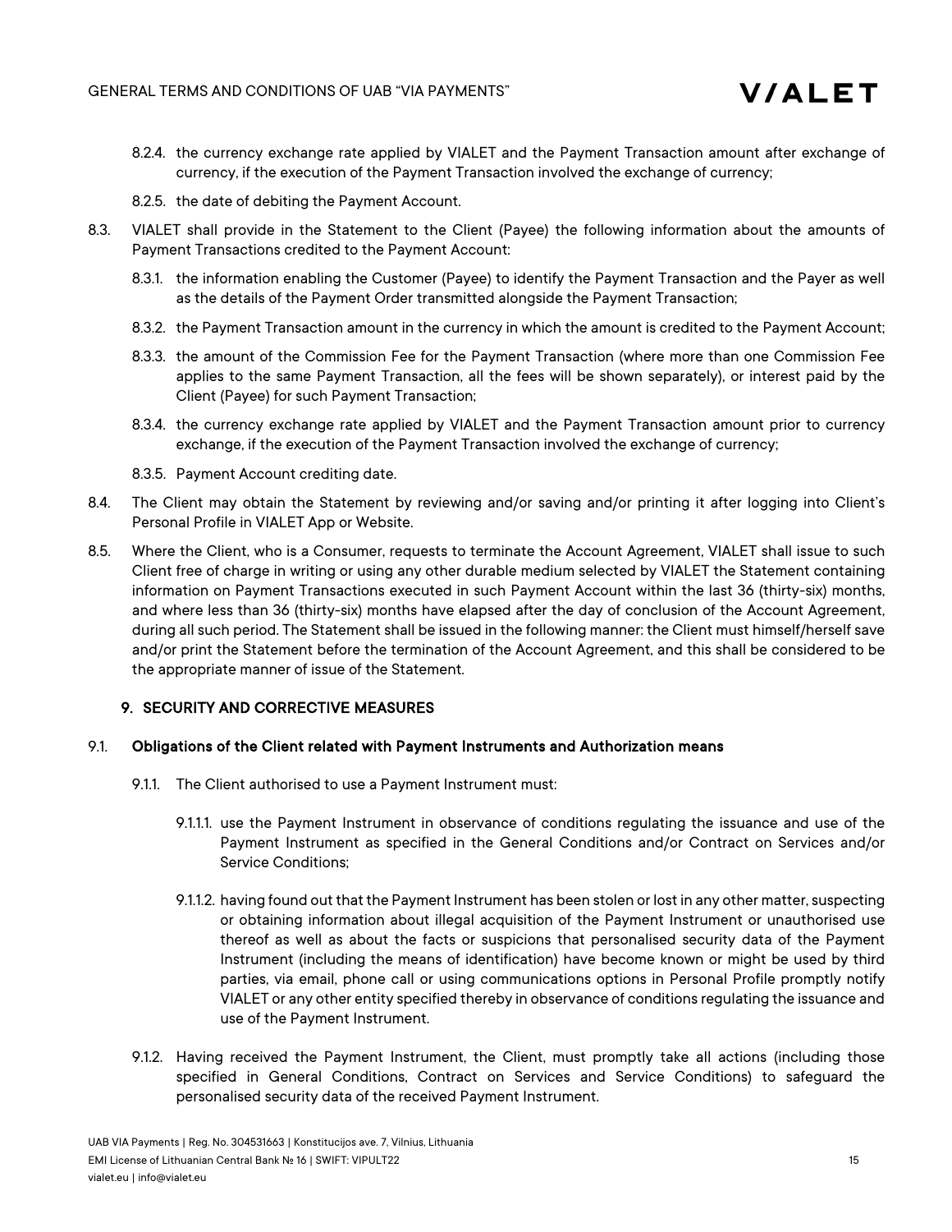8.2.4. the currency exchange rate applied by VIALET and the Payment Transaction amount after exchange of currency, if the execution of the Payment Transaction involved the exchange of currency;

8.2.5. the date of debiting the Payment Account.

8.3. VIALET shall provide in the Statement to the Client (Payee) the following information about the amounts of Payment Transactions credited to the Payment Account:

8.3.1. the information enabling the Customer (Payee) to identify the Payment Transaction and the Payer as well as the details of the Payment Order transmitted alongside the Payment Transaction;

8.3.2. the Payment Transaction amount in the currency in which the amount is credited to the Payment Account;

8.3.3. the amount of the Commission Fee for the Payment Transaction (where more than one Commission Fee applies to the same Payment Transaction, all the fees will be shown separately), or interest paid by the Client (Payee) for such Payment Transaction;

8.3.4. the currency exchange rate applied by VIALET and the Payment Transaction amount prior to currency exchange, if the execution of the Payment Transaction involved the exchange of currency;

8.3.5. Payment Account crediting date.

8.4. The Client may obtain the Statement by reviewing and/or saving and/or printing it after logging into Client's Personal Profile in VIALET App or Website.

8.5. Where the Client, who is a Consumer, requests to terminate the Account Agreement, VIALET shall issue to such Client free of charge in writing or using any other durable medium selected by VIALET the Statement containing information on Payment Transactions executed in such Payment Account within the last 36 (thirty-six) months, and where less than 36 (thirty-six) months have elapsed after the day of conclusion of the Account Agreement, during all such period. The Statement shall be issued in the following manner: the Client must himself/herself save and/or print the Statement before the termination of the Account Agreement, and this shall be considered to be the appropriate manner of issue of the Statement.

## 9. SECURITY AND CORRECTIVE MEASURES

### 9.1. Obligations of the Client related with Payment Instruments and Authorization means

9.1.1. The Client authorised to use a Payment Instrument must:

9.1.1.1. use the Payment Instrument in observance of conditions regulating the issuance and use of the Payment Instrument as specified in the General Conditions and/or Contract on Services and/or Service Conditions;

9.1.1.2. having found out that the Payment Instrument has been stolen or lost in any other matter, suspecting or obtaining information about illegal acquisition of the Payment Instrument or unauthorised use thereof as well as about the facts or suspicions that personalised security data of the Payment Instrument (including the means of identification) have become known or might be used by third parties, via email, phone call or using communications options in Personal Profile promptly notify VIALET or any other entity specified thereby in observance of conditions regulating the issuance and use of the Payment Instrument.

9.1.2. Having received the Payment Instrument, the Client, must promptly take all actions (including those specified in General Conditions, Contract on Services and Service Conditions) to safeguard the personalised security data of the received Payment Instrument.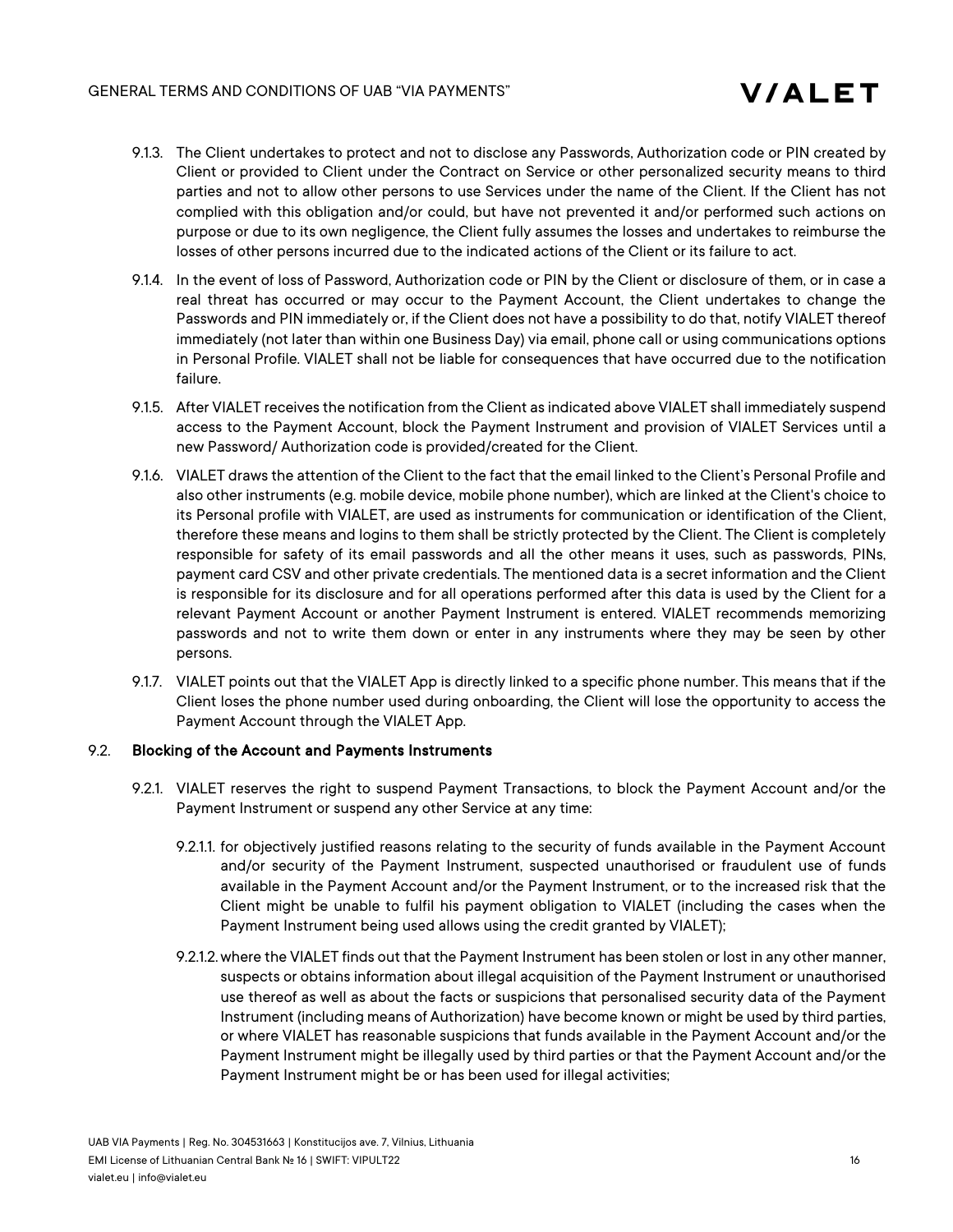9.1.3. The Client undertakes to protect and not to disclose any Passwords, Authorization code or PIN created by Client or provided to Client under the Contract on Service or other personalized security means to third parties and not to allow other persons to use Services under the name of the Client. If the Client has not complied with this obligation and/or could, but have not prevented it and/or performed such actions on purpose or due to its own negligence, the Client fully assumes the losses and undertakes to reimburse the losses of other persons incurred due to the indicated actions of the Client or its failure to act.

9.1.4. In the event of loss of Password, Authorization code or PIN by the Client or disclosure of them, or in case a real threat has occurred or may occur to the Payment Account, the Client undertakes to change the Passwords and PIN immediately or, if the Client does not have a possibility to do that, notify VIALET thereof immediately (not later than within one Business Day) via email, phone call or using communications options in Personal Profile. VIALET shall not be liable for consequences that have occurred due to the notification failure.

9.1.5. After VIALET receives the notification from the Client as indicated above VIALET shall immediately suspend access to the Payment Account, block the Payment Instrument and provision of VIALET Services until a new Password/ Authorization code is provided/created for the Client.

9.1.6. VIALET draws the attention of the Client to the fact that the email linked to the Client's Personal Profile and also other instruments (e.g. mobile device, mobile phone number), which are linked at the Client's choice to its Personal profile with VIALET, are used as instruments for communication or identification of the Client, therefore these means and logins to them shall be strictly protected by the Client. The Client is completely responsible for safety of its email passwords and all the other means it uses, such as passwords, PINs, payment card CSV and other private credentials. The mentioned data is a secret information and the Client is responsible for its disclosure and for all operations performed after this data is used by the Client for a relevant Payment Account or another Payment Instrument is entered. VIALET recommends memorizing passwords and not to write them down or enter in any instruments where they may be seen by other persons.

9.1.7. VIALET points out that the VIALET App is directly linked to a specific phone number. This means that if the Client loses the phone number used during onboarding, the Client will lose the opportunity to access the Payment Account through the VIALET App.

### 9.2. Blocking of the Account and Payments Instruments

9.2.1. VIALET reserves the right to suspend Payment Transactions, to block the Payment Account and/or the Payment Instrument or suspend any other Service at any time:

9.2.1.1. for objectively justified reasons relating to the security of funds available in the Payment Account and/or security of the Payment Instrument, suspected unauthorised or fraudulent use of funds available in the Payment Account and/or the Payment Instrument, or to the increased risk that the Client might be unable to fulfil his payment obligation to VIALET (including the cases when the Payment Instrument being used allows using the credit granted by VIALET);

9.2.1.2. where the VIALET finds out that the Payment Instrument has been stolen or lost in any other manner, suspects or obtains information about illegal acquisition of the Payment Instrument or unauthorised use thereof as well as about the facts or suspicions that personalised security data of the Payment Instrument (including means of Authorization) have become known or might be used by third parties, or where VIALET has reasonable suspicions that funds available in the Payment Account and/or the Payment Instrument might be illegally used by third parties or that the Payment Account and/or the Payment Instrument might be or has been used for illegal activities;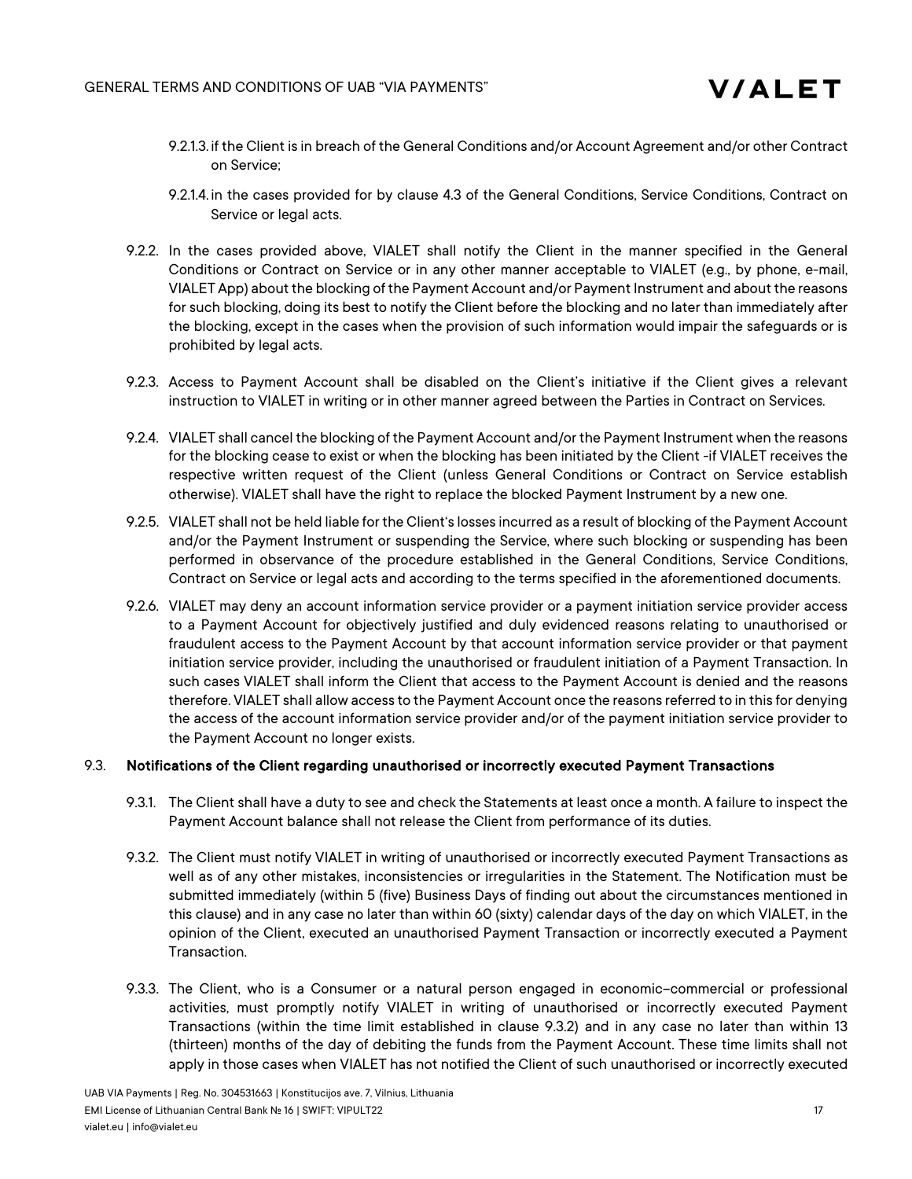9.2.1.3. if the Client is in breach of the General Conditions and/or Account Agreement and/or other Contract on Service;

9.2.1.4. in the cases provided for by clause 4.3 of the General Conditions, Service Conditions, Contract on Service or legal acts.

9.2.2. In the cases provided above, VIALET shall notify the Client in the manner specified in the General Conditions or Contract on Service or in any other manner acceptable to VIALET (e.g., by phone, e-mail, VIALET App) about the blocking of the Payment Account and/or Payment Instrument and about the reasons for such blocking, doing its best to notify the Client before the blocking and no later than immediately after the blocking, except in the cases when the provision of such information would impair the safeguards or is prohibited by legal acts.

9.2.3. Access to Payment Account shall be disabled on the Client's initiative if the Client gives a relevant instruction to VIALET in writing or in other manner agreed between the Parties in Contract on Services.

9.2.4. VIALET shall cancel the blocking of the Payment Account and/or the Payment Instrument when the reasons for the blocking cease to exist or when the blocking has been initiated by the Client -if VIALET receives the respective written request of the Client (unless General Conditions or Contract on Service establish otherwise). VIALET shall have the right to replace the blocked Payment Instrument by a new one.

9.2.5. VIALET shall not be held liable for the Client's losses incurred as a result of blocking of the Payment Account and/or the Payment Instrument or suspending the Service, where such blocking or suspending has been performed in observance of the procedure established in the General Conditions, Service Conditions, Contract on Service or legal acts and according to the terms specified in the aforementioned documents.

9.2.6. VIALET may deny an account information service provider or a payment initiation service provider access to a Payment Account for objectively justified and duly evidenced reasons relating to unauthorised or fraudulent access to the Payment Account by that account information service provider or that payment initiation service provider, including the unauthorised or fraudulent initiation of a Payment Transaction. In such cases VIALET shall inform the Client that access to the Payment Account is denied and the reasons therefore. VIALET shall allow access to the Payment Account once the reasons referred to in this for denying the access of the account information service provider and/or of the payment initiation service provider to the Payment Account no longer exists.

### 9.3. Notifications of the Client regarding unauthorised or incorrectly executed Payment Transactions

9.3.1. The Client shall have a duty to see and check the Statements at least once a month. A failure to inspect the Payment Account balance shall not release the Client from performance of its duties.

9.3.2. The Client must notify VIALET in writing of unauthorised or incorrectly executed Payment Transactions as well as of any other mistakes, inconsistencies or irregularities in the Statement. The Notification must be submitted immediately (within 5 (five) Business Days of finding out about the circumstances mentioned in this clause) and in any case no later than within 60 (sixty) calendar days of the day on which VIALET, in the opinion of the Client, executed an unauthorised Payment Transaction or incorrectly executed a Payment Transaction.

9.3.3. The Client, who is a Consumer or a natural person engaged in economic–commercial or professional activities, must promptly notify VIALET in writing of unauthorised or incorrectly executed Payment Transactions (within the time limit established in clause 9.3.2) and in any case no later than within 13 (thirteen) months of the day of debiting the funds from the Payment Account. These time limits shall not apply in those cases when VIALET has not notified the Client of such unauthorised or incorrectly executed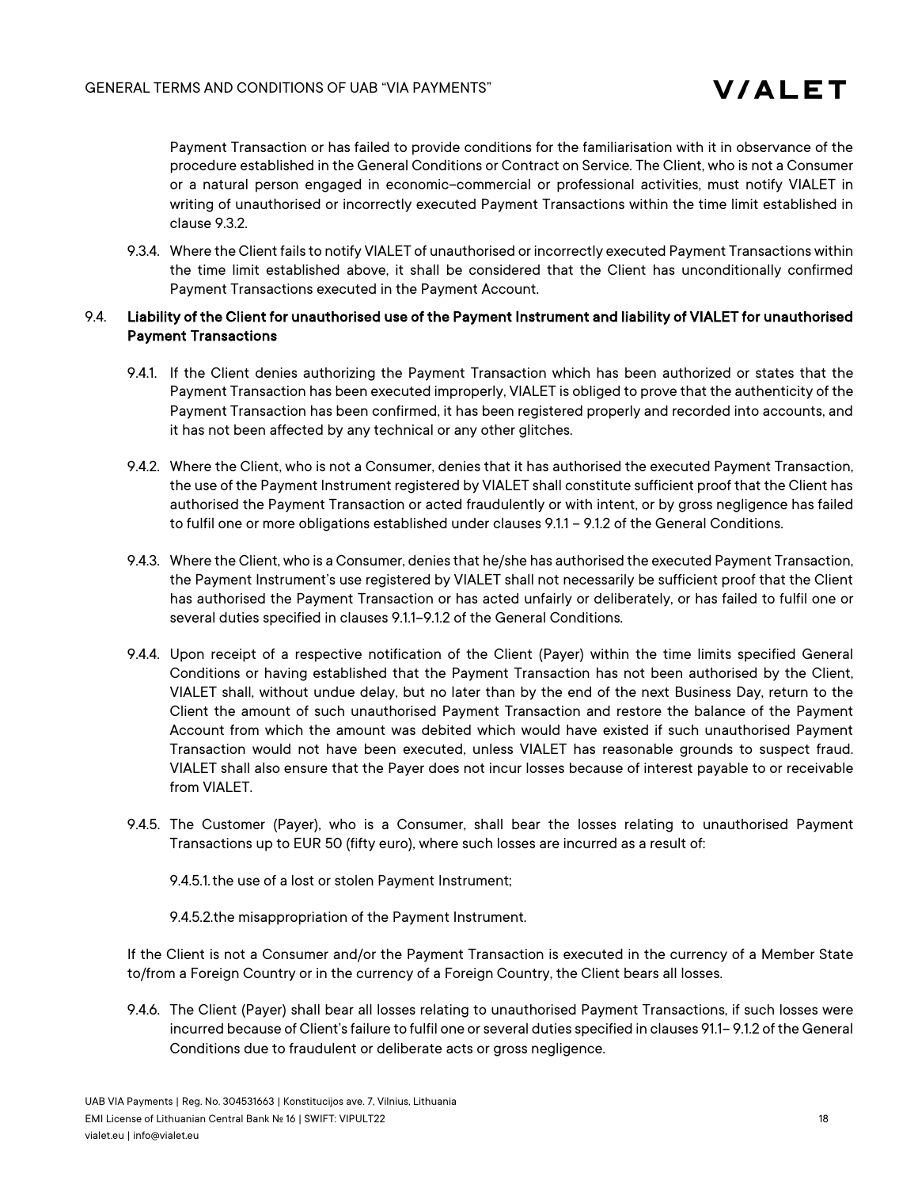Payment Transaction or has failed to provide conditions for the familiarisation with it in observance of the procedure established in the General Conditions or Contract on Service. The Client, who is not a Consumer or a natural person engaged in economic–commercial or professional activities, must notify VIALET in writing of unauthorised or incorrectly executed Payment Transactions within the time limit established in clause 9.3.2.

9.3.4. Where the Client fails to notify VIALET of unauthorised or incorrectly executed Payment Transactions within the time limit established above, it shall be considered that the Client has unconditionally confirmed Payment Transactions executed in the Payment Account.

### 9.4. Liability of the Client for unauthorised use of the Payment Instrument and liability of VIALET for unauthorised Payment Transactions

9.4.1. If the Client denies authorizing the Payment Transaction which has been authorized or states that the Payment Transaction has been executed improperly, VIALET is obliged to prove that the authenticity of the Payment Transaction has been confirmed, it has been registered properly and recorded into accounts, and it has not been affected by any technical or any other glitches.

9.4.2. Where the Client, who is not a Consumer, denies that it has authorised the executed Payment Transaction, the use of the Payment Instrument registered by VIALET shall constitute sufficient proof that the Client has authorised the Payment Transaction or acted fraudulently or with intent, or by gross negligence has failed to fulfil one or more obligations established under clauses 9.1.1 – 9.1.2 of the General Conditions.

9.4.3. Where the Client, who is a Consumer, denies that he/she has authorised the executed Payment Transaction, the Payment Instrument's use registered by VIALET shall not necessarily be sufficient proof that the Client has authorised the Payment Transaction or has acted unfairly or deliberately, or has failed to fulfil one or several duties specified in clauses 9.1.1–9.1.2 of the General Conditions.

9.4.4. Upon receipt of a respective notification of the Client (Payer) within the time limits specified General Conditions or having established that the Payment Transaction has not been authorised by the Client, VIALET shall, without undue delay, but no later than by the end of the next Business Day, return to the Client the amount of such unauthorised Payment Transaction and restore the balance of the Payment Account from which the amount was debited which would have existed if such unauthorised Payment Transaction would not have been executed, unless VIALET has reasonable grounds to suspect fraud. VIALET shall also ensure that the Payer does not incur losses because of interest payable to or receivable from VIALET.

9.4.5. The Customer (Payer), who is a Consumer, shall bear the losses relating to unauthorised Payment Transactions up to EUR 50 (fifty euro), where such losses are incurred as a result of:

9.4.5.1. the use of a lost or stolen Payment Instrument;

9.4.5.2. the misappropriation of the Payment Instrument.

If the Client is not a Consumer and/or the Payment Transaction is executed in the currency of a Member State to/from a Foreign Country or in the currency of a Foreign Country, the Client bears all losses.

9.4.6. The Client (Payer) shall bear all losses relating to unauthorised Payment Transactions, if such losses were incurred because of Client's failure to fulfil one or several duties specified in clauses 91.1– 9.1.2 of the General Conditions due to fraudulent or deliberate acts or gross negligence.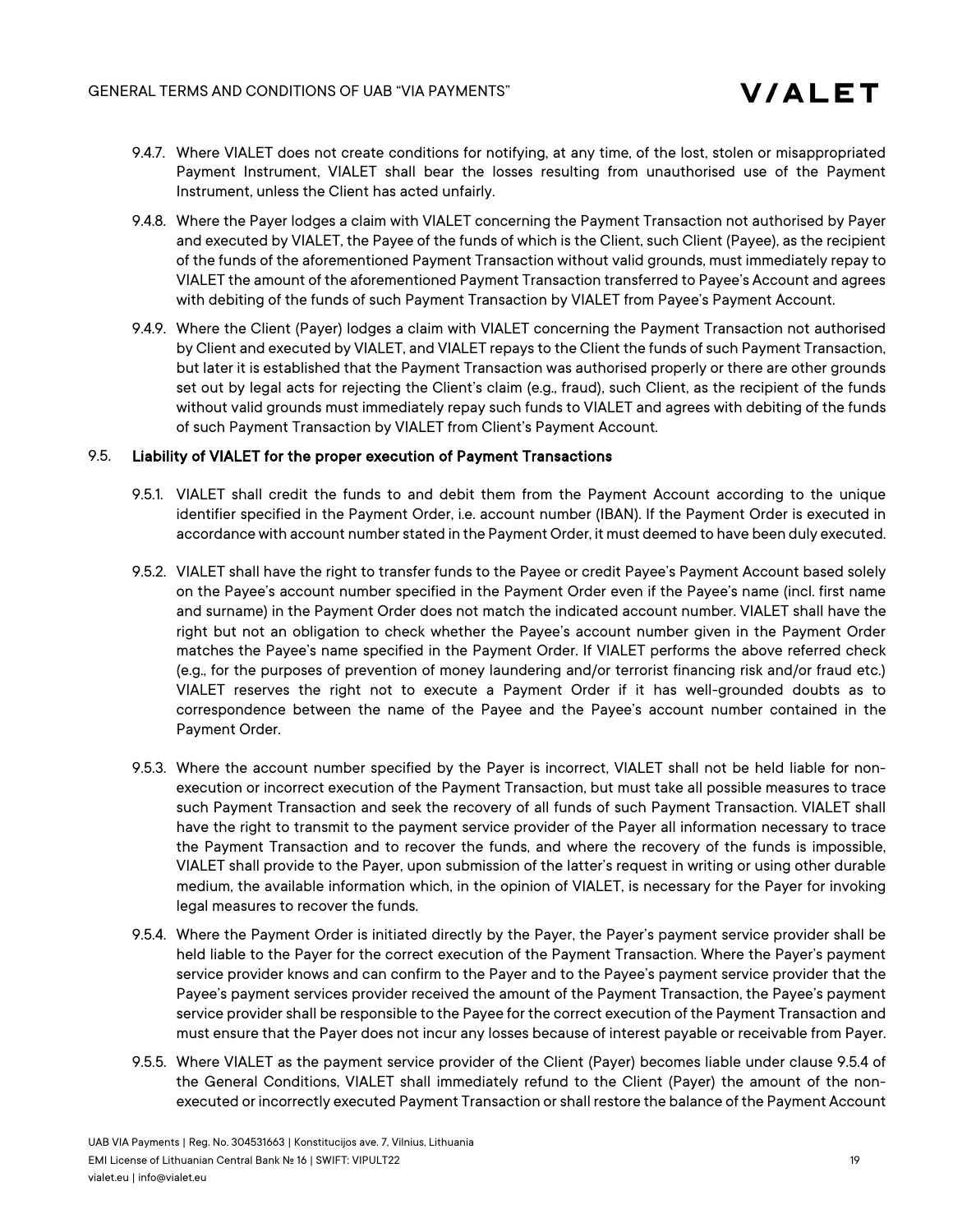9.4.7. Where VIALET does not create conditions for notifying, at any time, of the lost, stolen or misappropriated Payment Instrument, VIALET shall bear the losses resulting from unauthorised use of the Payment Instrument, unless the Client has acted unfairly.

9.4.8. Where the Payer lodges a claim with VIALET concerning the Payment Transaction not authorised by Payer and executed by VIALET, the Payee of the funds of which is the Client, such Client (Payee), as the recipient of the funds of the aforementioned Payment Transaction without valid grounds, must immediately repay to VIALET the amount of the aforementioned Payment Transaction transferred to Payee's Account and agrees with debiting of the funds of such Payment Transaction by VIALET from Payee's Payment Account.

9.4.9. Where the Client (Payer) lodges a claim with VIALET concerning the Payment Transaction not authorised by Client and executed by VIALET, and VIALET repays to the Client the funds of such Payment Transaction, but later it is established that the Payment Transaction was authorised properly or there are other grounds set out by legal acts for rejecting the Client's claim (e.g., fraud), such Client, as the recipient of the funds without valid grounds must immediately repay such funds to VIALET and agrees with debiting of the funds of such Payment Transaction by VIALET from Client's Payment Account.

9.5. **Liability of VIALET for the proper execution of Payment Transactions**

9.5.1. VIALET shall credit the funds to and debit them from the Payment Account according to the unique identifier specified in the Payment Order, i.e. account number (IBAN). If the Payment Order is executed in accordance with account number stated in the Payment Order, it must deemed to have been duly executed.

9.5.2. VIALET shall have the right to transfer funds to the Payee or credit Payee's Payment Account based solely on the Payee's account number specified in the Payment Order even if the Payee's name (incl. first name and surname) in the Payment Order does not match the indicated account number. VIALET shall have the right but not an obligation to check whether the Payee's account number given in the Payment Order matches the Payee's name specified in the Payment Order. If VIALET performs the above referred check (e.g., for the purposes of prevention of money laundering and/or terrorist financing risk and/or fraud etc.) VIALET reserves the right not to execute a Payment Order if it has well-grounded doubts as to correspondence between the name of the Payee and the Payee's account number contained in the Payment Order.

9.5.3. Where the account number specified by the Payer is incorrect, VIALET shall not be held liable for non-execution or incorrect execution of the Payment Transaction, but must take all possible measures to trace such Payment Transaction and seek the recovery of all funds of such Payment Transaction. VIALET shall have the right to transmit to the payment service provider of the Payer all information necessary to trace the Payment Transaction and to recover the funds, and where the recovery of the funds is impossible, VIALET shall provide to the Payer, upon submission of the latter's request in writing or using other durable medium, the available information which, in the opinion of VIALET, is necessary for the Payer for invoking legal measures to recover the funds.

9.5.4. Where the Payment Order is initiated directly by the Payer, the Payer's payment service provider shall be held liable to the Payer for the correct execution of the Payment Transaction. Where the Payer's payment service provider knows and can confirm to the Payer and to the Payee's payment service provider that the Payee's payment services provider received the amount of the Payment Transaction, the Payee's payment service provider shall be responsible to the Payee for the correct execution of the Payment Transaction and must ensure that the Payer does not incur any losses because of interest payable or receivable from Payer.

9.5.5. Where VIALET as the payment service provider of the Client (Payer) becomes liable under clause 9.5.4 of the General Conditions, VIALET shall immediately refund to the Client (Payer) the amount of the non-executed or incorrectly executed Payment Transaction or shall restore the balance of the Payment Account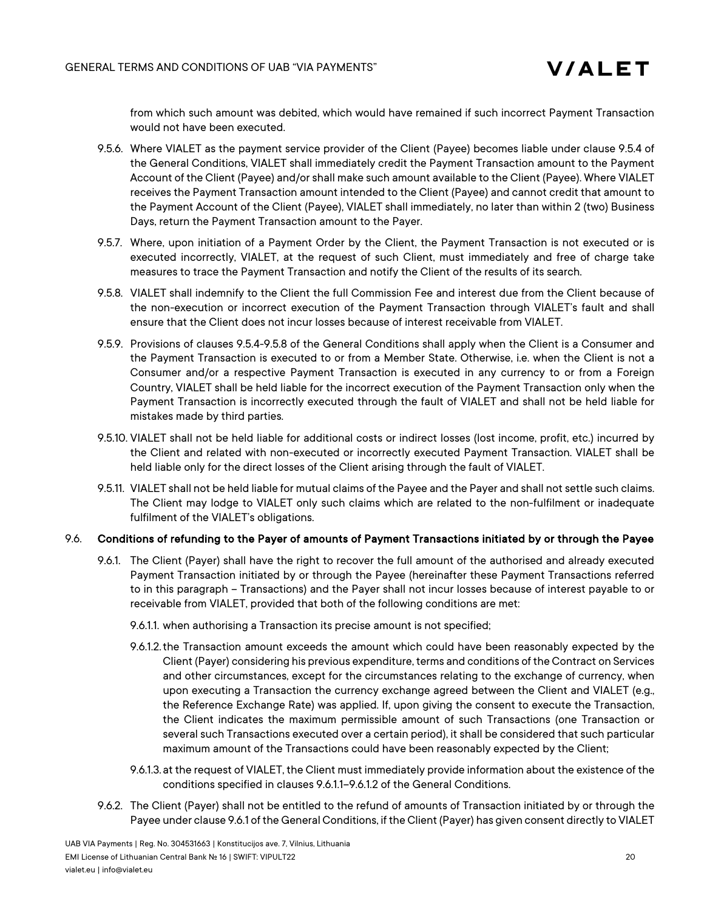from which such amount was debited, which would have remained if such incorrect Payment Transaction would not have been executed.

9.5.6. Where VIALET as the payment service provider of the Client (Payee) becomes liable under clause 9.5.4 of the General Conditions, VIALET shall immediately credit the Payment Transaction amount to the Payment Account of the Client (Payee) and/or shall make such amount available to the Client (Payee). Where VIALET receives the Payment Transaction amount intended to the Client (Payee) and cannot credit that amount to the Payment Account of the Client (Payee), VIALET shall immediately, no later than within 2 (two) Business Days, return the Payment Transaction amount to the Payer.

9.5.7. Where, upon initiation of a Payment Order by the Client, the Payment Transaction is not executed or is executed incorrectly, VIALET, at the request of such Client, must immediately and free of charge take measures to trace the Payment Transaction and notify the Client of the results of its search.

9.5.8. VIALET shall indemnify to the Client the full Commission Fee and interest due from the Client because of the non-execution or incorrect execution of the Payment Transaction through VIALET's fault and shall ensure that the Client does not incur losses because of interest receivable from VIALET.

9.5.9. Provisions of clauses 9.5.4-9.5.8 of the General Conditions shall apply when the Client is a Consumer and the Payment Transaction is executed to or from a Member State. Otherwise, i.e. when the Client is not a Consumer and/or a respective Payment Transaction is executed in any currency to or from a Foreign Country, VIALET shall be held liable for the incorrect execution of the Payment Transaction only when the Payment Transaction is incorrectly executed through the fault of VIALET and shall not be held liable for mistakes made by third parties.

9.5.10. VIALET shall not be held liable for additional costs or indirect losses (lost income, profit, etc.) incurred by the Client and related with non-executed or incorrectly executed Payment Transaction. VIALET shall be held liable only for the direct losses of the Client arising through the fault of VIALET.

9.5.11. VIALET shall not be held liable for mutual claims of the Payee and the Payer and shall not settle such claims. The Client may lodge to VIALET only such claims which are related to the non-fulfilment or inadequate fulfilment of the VIALET's obligations.

**9.6. Conditions of refunding to the Payer of amounts of Payment Transactions initiated by or through the Payee**

9.6.1. The Client (Payer) shall have the right to recover the full amount of the authorised and already executed Payment Transaction initiated by or through the Payee (hereinafter these Payment Transactions referred to in this paragraph – Transactions) and the Payer shall not incur losses because of interest payable to or receivable from VIALET, provided that both of the following conditions are met:

9.6.1.1. when authorising a Transaction its precise amount is not specified;

9.6.1.2. the Transaction amount exceeds the amount which could have been reasonably expected by the Client (Payer) considering his previous expenditure, terms and conditions of the Contract on Services and other circumstances, except for the circumstances relating to the exchange of currency, when upon executing a Transaction the currency exchange agreed between the Client and VIALET (e.g., the Reference Exchange Rate) was applied. If, upon giving the consent to execute the Transaction, the Client indicates the maximum permissible amount of such Transactions (one Transaction or several such Transactions executed over a certain period), it shall be considered that such particular maximum amount of the Transactions could have been reasonably expected by the Client;

9.6.1.3. at the request of VIALET, the Client must immediately provide information about the existence of the conditions specified in clauses 9.6.1.1–9.6.1.2 of the General Conditions.

9.6.2. The Client (Payer) shall not be entitled to the refund of amounts of Transaction initiated by or through the Payee under clause 9.6.1 of the General Conditions, if the Client (Payer) has given consent directly to VIALET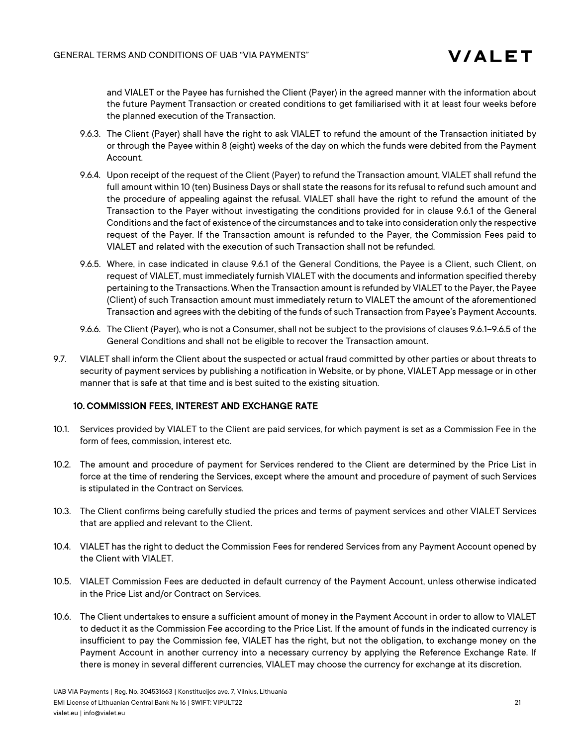and VIALET or the Payee has furnished the Client (Payer) in the agreed manner with the information about the future Payment Transaction or created conditions to get familiarised with it at least four weeks before the planned execution of the Transaction.

9.6.3. The Client (Payer) shall have the right to ask VIALET to refund the amount of the Transaction initiated by or through the Payee within 8 (eight) weeks of the day on which the funds were debited from the Payment Account.

9.6.4. Upon receipt of the request of the Client (Payer) to refund the Transaction amount, VIALET shall refund the full amount within 10 (ten) Business Days or shall state the reasons for its refusal to refund such amount and the procedure of appealing against the refusal. VIALET shall have the right to refund the amount of the Transaction to the Payer without investigating the conditions provided for in clause 9.6.1 of the General Conditions and the fact of existence of the circumstances and to take into consideration only the respective request of the Payer. If the Transaction amount is refunded to the Payer, the Commission Fees paid to VIALET and related with the execution of such Transaction shall not be refunded.

9.6.5. Where, in case indicated in clause 9.6.1 of the General Conditions, the Payee is a Client, such Client, on request of VIALET, must immediately furnish VIALET with the documents and information specified thereby pertaining to the Transactions. When the Transaction amount is refunded by VIALET to the Payer, the Payee (Client) of such Transaction amount must immediately return to VIALET the amount of the aforementioned Transaction and agrees with the debiting of the funds of such Transaction from Payee's Payment Accounts.

9.6.6. The Client (Payer), who is not a Consumer, shall not be subject to the provisions of clauses 9.6.1–9.6.5 of the General Conditions and shall not be eligible to recover the Transaction amount.

9.7. VIALET shall inform the Client about the suspected or actual fraud committed by other parties or about threats to security of payment services by publishing a notification in Website, or by phone, VIALET App message or in other manner that is safe at that time and is best suited to the existing situation.

## 10. COMMISSION FEES, INTEREST AND EXCHANGE RATE

10.1. Services provided by VIALET to the Client are paid services, for which payment is set as a Commission Fee in the form of fees, commission, interest etc.

10.2. The amount and procedure of payment for Services rendered to the Client are determined by the Price List in force at the time of rendering the Services, except where the amount and procedure of payment of such Services is stipulated in the Contract on Services.

10.3. The Client confirms being carefully studied the prices and terms of payment services and other VIALET Services that are applied and relevant to the Client.

10.4. VIALET has the right to deduct the Commission Fees for rendered Services from any Payment Account opened by the Client with VIALET.

10.5. VIALET Commission Fees are deducted in default currency of the Payment Account, unless otherwise indicated in the Price List and/or Contract on Services.

10.6. The Client undertakes to ensure a sufficient amount of money in the Payment Account in order to allow to VIALET to deduct it as the Commission Fee according to the Price List. If the amount of funds in the indicated currency is insufficient to pay the Commission fee, VIALET has the right, but not the obligation, to exchange money on the Payment Account in another currency into a necessary currency by applying the Reference Exchange Rate. If there is money in several different currencies, VIALET may choose the currency for exchange at its discretion.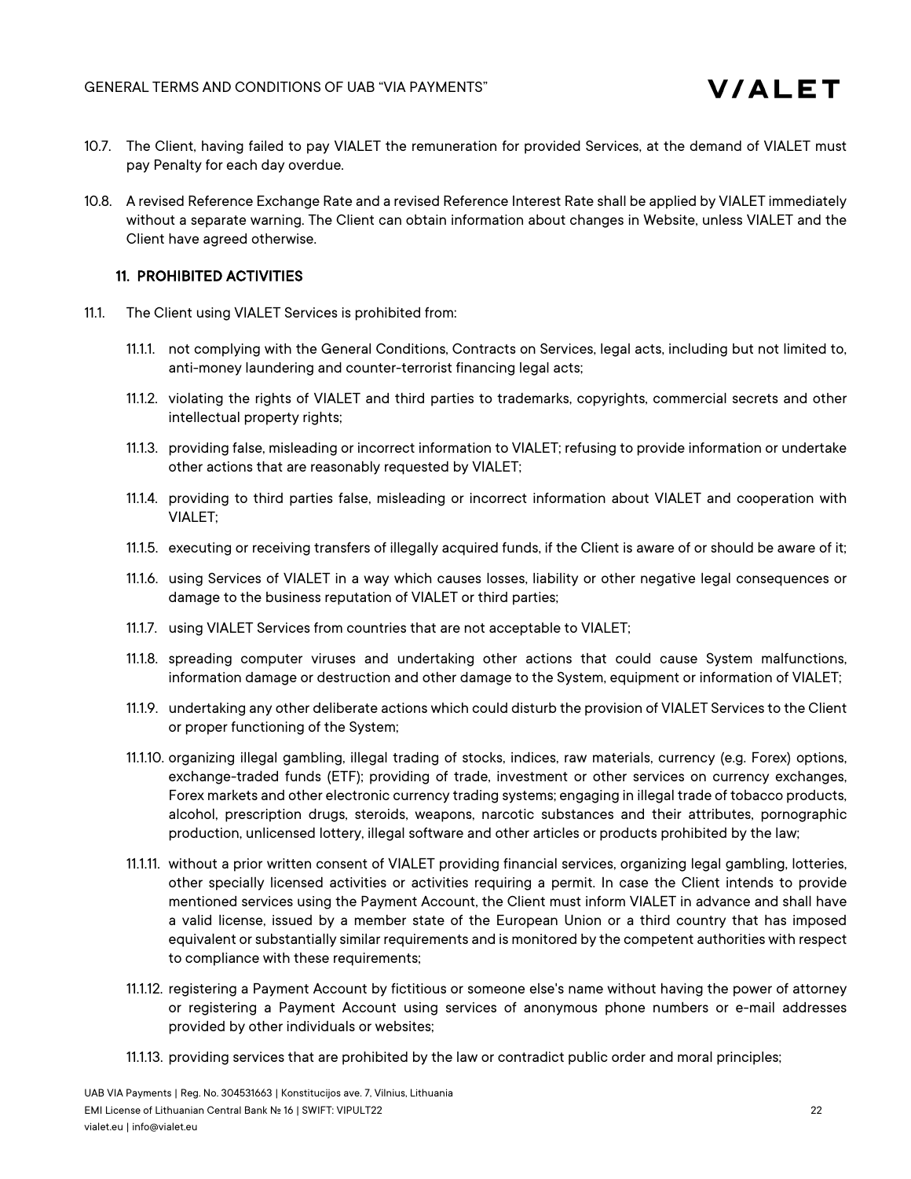10.7. The Client, having failed to pay VIALET the remuneration for provided Services, at the demand of VIALET must pay Penalty for each day overdue.

10.8. A revised Reference Exchange Rate and a revised Reference Interest Rate shall be applied by VIALET immediately without a separate warning. The Client can obtain information about changes in Website, unless VIALET and the Client have agreed otherwise.

## 11. PROHIBITED ACTIVITIES

11.1. The Client using VIALET Services is prohibited from:

11.1.1. not complying with the General Conditions, Contracts on Services, legal acts, including but not limited to, anti-money laundering and counter-terrorist financing legal acts;

11.1.2. violating the rights of VIALET and third parties to trademarks, copyrights, commercial secrets and other intellectual property rights;

11.1.3. providing false, misleading or incorrect information to VIALET; refusing to provide information or undertake other actions that are reasonably requested by VIALET;

11.1.4. providing to third parties false, misleading or incorrect information about VIALET and cooperation with VIALET;

11.1.5. executing or receiving transfers of illegally acquired funds, if the Client is aware of or should be aware of it;

11.1.6. using Services of VIALET in a way which causes losses, liability or other negative legal consequences or damage to the business reputation of VIALET or third parties;

11.1.7. using VIALET Services from countries that are not acceptable to VIALET;

11.1.8. spreading computer viruses and undertaking other actions that could cause System malfunctions, information damage or destruction and other damage to the System, equipment or information of VIALET;

11.1.9. undertaking any other deliberate actions which could disturb the provision of VIALET Services to the Client or proper functioning of the System;

11.1.10. organizing illegal gambling, illegal trading of stocks, indices, raw materials, currency (e.g. Forex) options, exchange-traded funds (ETF); providing of trade, investment or other services on currency exchanges, Forex markets and other electronic currency trading systems; engaging in illegal trade of tobacco products, alcohol, prescription drugs, steroids, weapons, narcotic substances and their attributes, pornographic production, unlicensed lottery, illegal software and other articles or products prohibited by the law;

11.1.11. without a prior written consent of VIALET providing financial services, organizing legal gambling, lotteries, other specially licensed activities or activities requiring a permit. In case the Client intends to provide mentioned services using the Payment Account, the Client must inform VIALET in advance and shall have a valid license, issued by a member state of the European Union or a third country that has imposed equivalent or substantially similar requirements and is monitored by the competent authorities with respect to compliance with these requirements;

11.1.12. registering a Payment Account by fictitious or someone else's name without having the power of attorney or registering a Payment Account using services of anonymous phone numbers or e-mail addresses provided by other individuals or websites;

11.1.13. providing services that are prohibited by the law or contradict public order and moral principles;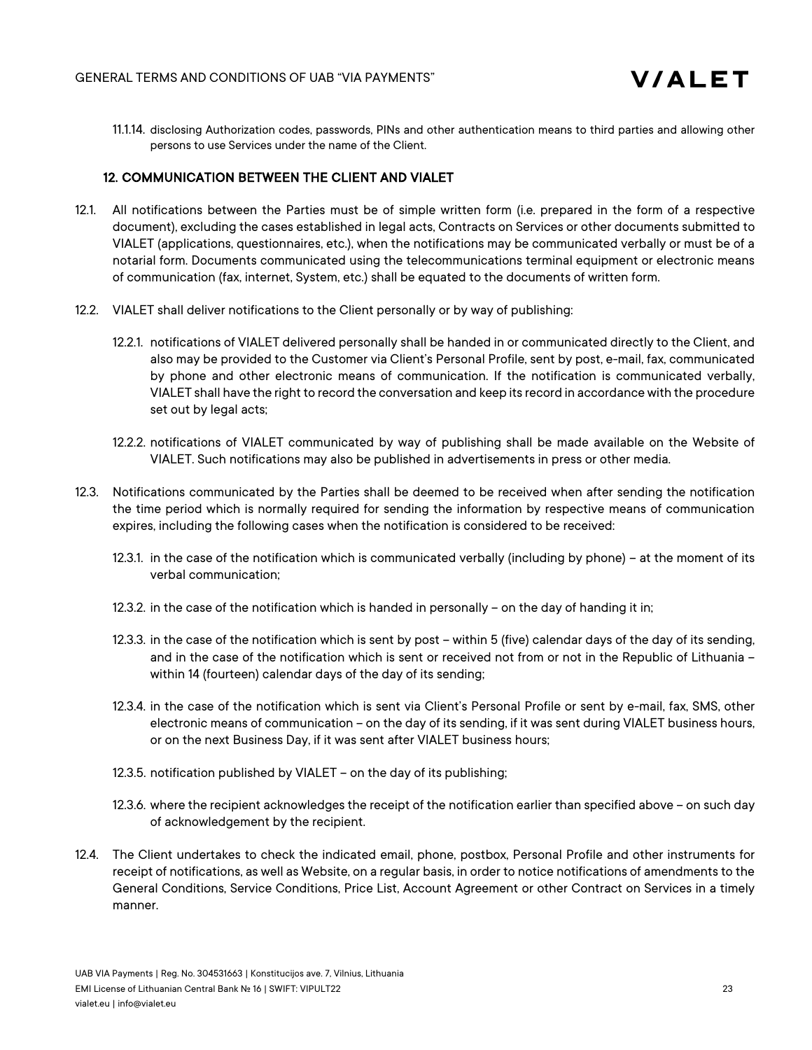11.1.14. disclosing Authorization codes, passwords, PINs and other authentication means to third parties and allowing other persons to use Services under the name of the Client.

## 12. COMMUNICATION BETWEEN THE CLIENT AND VIALET

12.1. All notifications between the Parties must be of simple written form (i.e. prepared in the form of a respective document), excluding the cases established in legal acts, Contracts on Services or other documents submitted to VIALET (applications, questionnaires, etc.), when the notifications may be communicated verbally or must be of a notarial form. Documents communicated using the telecommunications terminal equipment or electronic means of communication (fax, internet, System, etc.) shall be equated to the documents of written form.

12.2. VIALET shall deliver notifications to the Client personally or by way of publishing:

12.2.1. notifications of VIALET delivered personally shall be handed in or communicated directly to the Client, and also may be provided to the Customer via Client's Personal Profile, sent by post, e-mail, fax, communicated by phone and other electronic means of communication. If the notification is communicated verbally, VIALET shall have the right to record the conversation and keep its record in accordance with the procedure set out by legal acts;

12.2.2. notifications of VIALET communicated by way of publishing shall be made available on the Website of VIALET. Such notifications may also be published in advertisements in press or other media.

12.3. Notifications communicated by the Parties shall be deemed to be received when after sending the notification the time period which is normally required for sending the information by respective means of communication expires, including the following cases when the notification is considered to be received:

12.3.1. in the case of the notification which is communicated verbally (including by phone) – at the moment of its verbal communication;

12.3.2. in the case of the notification which is handed in personally – on the day of handing it in;

12.3.3. in the case of the notification which is sent by post – within 5 (five) calendar days of the day of its sending, and in the case of the notification which is sent or received not from or not in the Republic of Lithuania – within 14 (fourteen) calendar days of the day of its sending;

12.3.4. in the case of the notification which is sent via Client's Personal Profile or sent by e-mail, fax, SMS, other electronic means of communication – on the day of its sending, if it was sent during VIALET business hours, or on the next Business Day, if it was sent after VIALET business hours;

12.3.5. notification published by VIALET – on the day of its publishing;

12.3.6. where the recipient acknowledges the receipt of the notification earlier than specified above – on such day of acknowledgement by the recipient.

12.4. The Client undertakes to check the indicated email, phone, postbox, Personal Profile and other instruments for receipt of notifications, as well as Website, on a regular basis, in order to notice notifications of amendments to the General Conditions, Service Conditions, Price List, Account Agreement or other Contract on Services in a timely manner.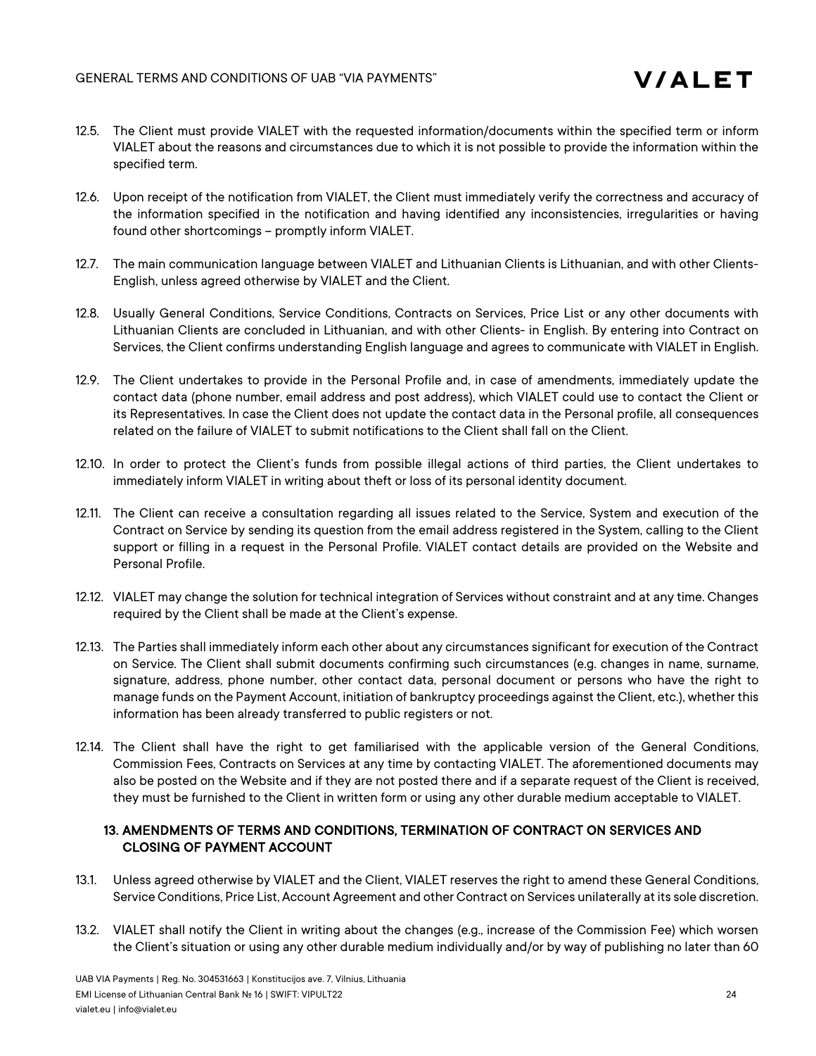12.5. The Client must provide VIALET with the requested information/documents within the specified term or inform VIALET about the reasons and circumstances due to which it is not possible to provide the information within the specified term.

12.6. Upon receipt of the notification from VIALET, the Client must immediately verify the correctness and accuracy of the information specified in the notification and having identified any inconsistencies, irregularities or having found other shortcomings – promptly inform VIALET.

12.7. The main communication language between VIALET and Lithuanian Clients is Lithuanian, and with other Clients- English, unless agreed otherwise by VIALET and the Client.

12.8. Usually General Conditions, Service Conditions, Contracts on Services, Price List or any other documents with Lithuanian Clients are concluded in Lithuanian, and with other Clients- in English. By entering into Contract on Services, the Client confirms understanding English language and agrees to communicate with VIALET in English.

12.9. The Client undertakes to provide in the Personal Profile and, in case of amendments, immediately update the contact data (phone number, email address and post address), which VIALET could use to contact the Client or its Representatives. In case the Client does not update the contact data in the Personal profile, all consequences related on the failure of VIALET to submit notifications to the Client shall fall on the Client.

12.10. In order to protect the Client's funds from possible illegal actions of third parties, the Client undertakes to immediately inform VIALET in writing about theft or loss of its personal identity document.

12.11. The Client can receive a consultation regarding all issues related to the Service, System and execution of the Contract on Service by sending its question from the email address registered in the System, calling to the Client support or filling in a request in the Personal Profile. VIALET contact details are provided on the Website and Personal Profile.

12.12. VIALET may change the solution for technical integration of Services without constraint and at any time. Changes required by the Client shall be made at the Client's expense.

12.13. The Parties shall immediately inform each other about any circumstances significant for execution of the Contract on Service. The Client shall submit documents confirming such circumstances (e.g. changes in name, surname, signature, address, phone number, other contact data, personal document or persons who have the right to manage funds on the Payment Account, initiation of bankruptcy proceedings against the Client, etc.), whether this information has been already transferred to public registers or not.

12.14. The Client shall have the right to get familiarised with the applicable version of the General Conditions, Commission Fees, Contracts on Services at any time by contacting VIALET. The aforementioned documents may also be posted on the Website and if they are not posted there and if a separate request of the Client is received, they must be furnished to the Client in written form or using any other durable medium acceptable to VIALET.

## 13. AMENDMENTS OF TERMS AND CONDITIONS, TERMINATION OF CONTRACT ON SERVICES AND CLOSING OF PAYMENT ACCOUNT

13.1. Unless agreed otherwise by VIALET and the Client, VIALET reserves the right to amend these General Conditions, Service Conditions, Price List, Account Agreement and other Contract on Services unilaterally at its sole discretion.

13.2. VIALET shall notify the Client in writing about the changes (e.g., increase of the Commission Fee) which worsen the Client's situation or using any other durable medium individually and/or by way of publishing no later than 60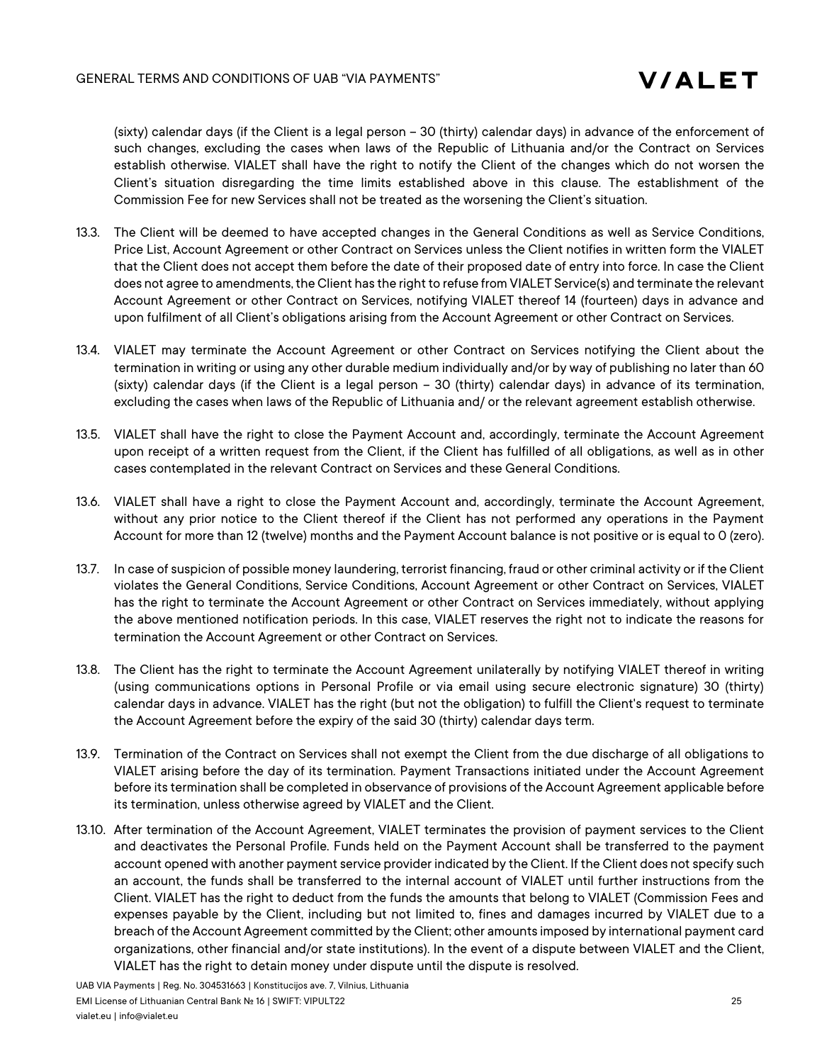(sixty) calendar days (if the Client is a legal person – 30 (thirty) calendar days) in advance of the enforcement of such changes, excluding the cases when laws of the Republic of Lithuania and/or the Contract on Services establish otherwise. VIALET shall have the right to notify the Client of the changes which do not worsen the Client's situation disregarding the time limits established above in this clause. The establishment of the Commission Fee for new Services shall not be treated as the worsening the Client's situation.

13.3. The Client will be deemed to have accepted changes in the General Conditions as well as Service Conditions, Price List, Account Agreement or other Contract on Services unless the Client notifies in written form the VIALET that the Client does not accept them before the date of their proposed date of entry into force. In case the Client does not agree to amendments, the Client has the right to refuse from VIALET Service(s) and terminate the relevant Account Agreement or other Contract on Services, notifying VIALET thereof 14 (fourteen) days in advance and upon fulfilment of all Client's obligations arising from the Account Agreement or other Contract on Services.

13.4. VIALET may terminate the Account Agreement or other Contract on Services notifying the Client about the termination in writing or using any other durable medium individually and/or by way of publishing no later than 60 (sixty) calendar days (if the Client is a legal person – 30 (thirty) calendar days) in advance of its termination, excluding the cases when laws of the Republic of Lithuania and/ or the relevant agreement establish otherwise.

13.5. VIALET shall have the right to close the Payment Account and, accordingly, terminate the Account Agreement upon receipt of a written request from the Client, if the Client has fulfilled of all obligations, as well as in other cases contemplated in the relevant Contract on Services and these General Conditions.

13.6. VIALET shall have a right to close the Payment Account and, accordingly, terminate the Account Agreement, without any prior notice to the Client thereof if the Client has not performed any operations in the Payment Account for more than 12 (twelve) months and the Payment Account balance is not positive or is equal to 0 (zero).

13.7. In case of suspicion of possible money laundering, terrorist financing, fraud or other criminal activity or if the Client violates the General Conditions, Service Conditions, Account Agreement or other Contract on Services, VIALET has the right to terminate the Account Agreement or other Contract on Services immediately, without applying the above mentioned notification periods. In this case, VIALET reserves the right not to indicate the reasons for termination the Account Agreement or other Contract on Services.

13.8. The Client has the right to terminate the Account Agreement unilaterally by notifying VIALET thereof in writing (using communications options in Personal Profile or via email using secure electronic signature) 30 (thirty) calendar days in advance. VIALET has the right (but not the obligation) to fulfill the Client's request to terminate the Account Agreement before the expiry of the said 30 (thirty) calendar days term.

13.9. Termination of the Contract on Services shall not exempt the Client from the due discharge of all obligations to VIALET arising before the day of its termination. Payment Transactions initiated under the Account Agreement before its termination shall be completed in observance of provisions of the Account Agreement applicable before its termination, unless otherwise agreed by VIALET and the Client.

13.10. After termination of the Account Agreement, VIALET terminates the provision of payment services to the Client and deactivates the Personal Profile. Funds held on the Payment Account shall be transferred to the payment account opened with another payment service provider indicated by the Client. If the Client does not specify such an account, the funds shall be transferred to the internal account of VIALET until further instructions from the Client. VIALET has the right to deduct from the funds the amounts that belong to VIALET (Commission Fees and expenses payable by the Client, including but not limited to, fines and damages incurred by VIALET due to a breach of the Account Agreement committed by the Client; other amounts imposed by international payment card organizations, other financial and/or state institutions). In the event of a dispute between VIALET and the Client, VIALET has the right to detain money under dispute until the dispute is resolved.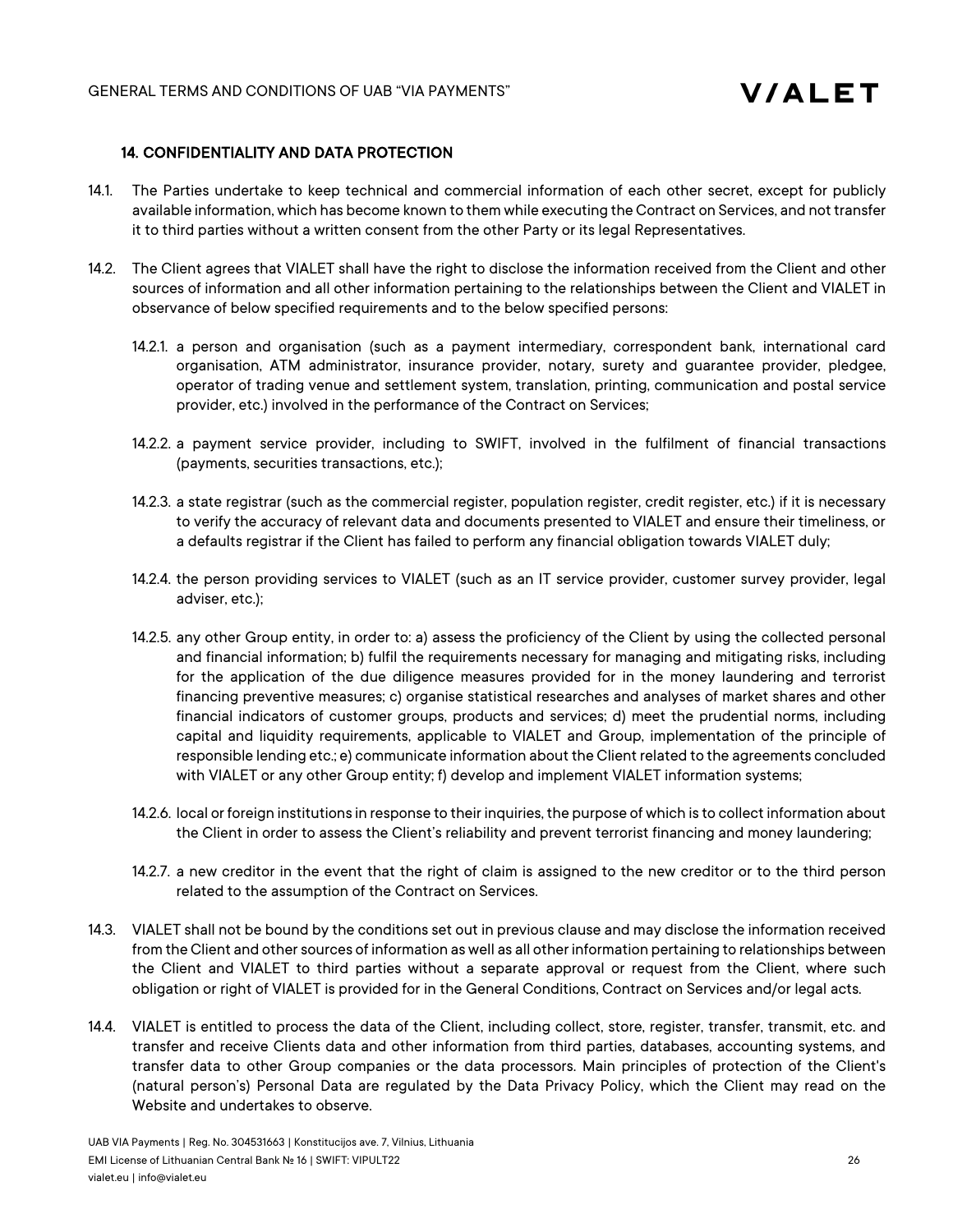## 14. CONFIDENTIALITY AND DATA PROTECTION

14.1. The Parties undertake to keep technical and commercial information of each other secret, except for publicly available information, which has become known to them while executing the Contract on Services, and not transfer it to third parties without a written consent from the other Party or its legal Representatives.

14.2. The Client agrees that VIALET shall have the right to disclose the information received from the Client and other sources of information and all other information pertaining to the relationships between the Client and VIALET in observance of below specified requirements and to the below specified persons:

14.2.1. a person and organisation (such as a payment intermediary, correspondent bank, international card organisation, ATM administrator, insurance provider, notary, surety and guarantee provider, pledgee, operator of trading venue and settlement system, translation, printing, communication and postal service provider, etc.) involved in the performance of the Contract on Services;

14.2.2. a payment service provider, including to SWIFT, involved in the fulfilment of financial transactions (payments, securities transactions, etc.);

14.2.3. a state registrar (such as the commercial register, population register, credit register, etc.) if it is necessary to verify the accuracy of relevant data and documents presented to VIALET and ensure their timeliness, or a defaults registrar if the Client has failed to perform any financial obligation towards VIALET duly;

14.2.4. the person providing services to VIALET (such as an IT service provider, customer survey provider, legal adviser, etc.);

14.2.5. any other Group entity, in order to: a) assess the proficiency of the Client by using the collected personal and financial information; b) fulfil the requirements necessary for managing and mitigating risks, including for the application of the due diligence measures provided for in the money laundering and terrorist financing preventive measures; c) organise statistical researches and analyses of market shares and other financial indicators of customer groups, products and services; d) meet the prudential norms, including capital and liquidity requirements, applicable to VIALET and Group, implementation of the principle of responsible lending etc.; e) communicate information about the Client related to the agreements concluded with VIALET or any other Group entity; f) develop and implement VIALET information systems;

14.2.6. local or foreign institutions in response to their inquiries, the purpose of which is to collect information about the Client in order to assess the Client's reliability and prevent terrorist financing and money laundering;

14.2.7. a new creditor in the event that the right of claim is assigned to the new creditor or to the third person related to the assumption of the Contract on Services.

14.3. VIALET shall not be bound by the conditions set out in previous clause and may disclose the information received from the Client and other sources of information as well as all other information pertaining to relationships between the Client and VIALET to third parties without a separate approval or request from the Client, where such obligation or right of VIALET is provided for in the General Conditions, Contract on Services and/or legal acts.

14.4. VIALET is entitled to process the data of the Client, including collect, store, register, transfer, transmit, etc. and transfer and receive Clients data and other information from third parties, databases, accounting systems, and transfer data to other Group companies or the data processors. Main principles of protection of the Client's (natural person's) Personal Data are regulated by the Data Privacy Policy, which the Client may read on the Website and undertakes to observe.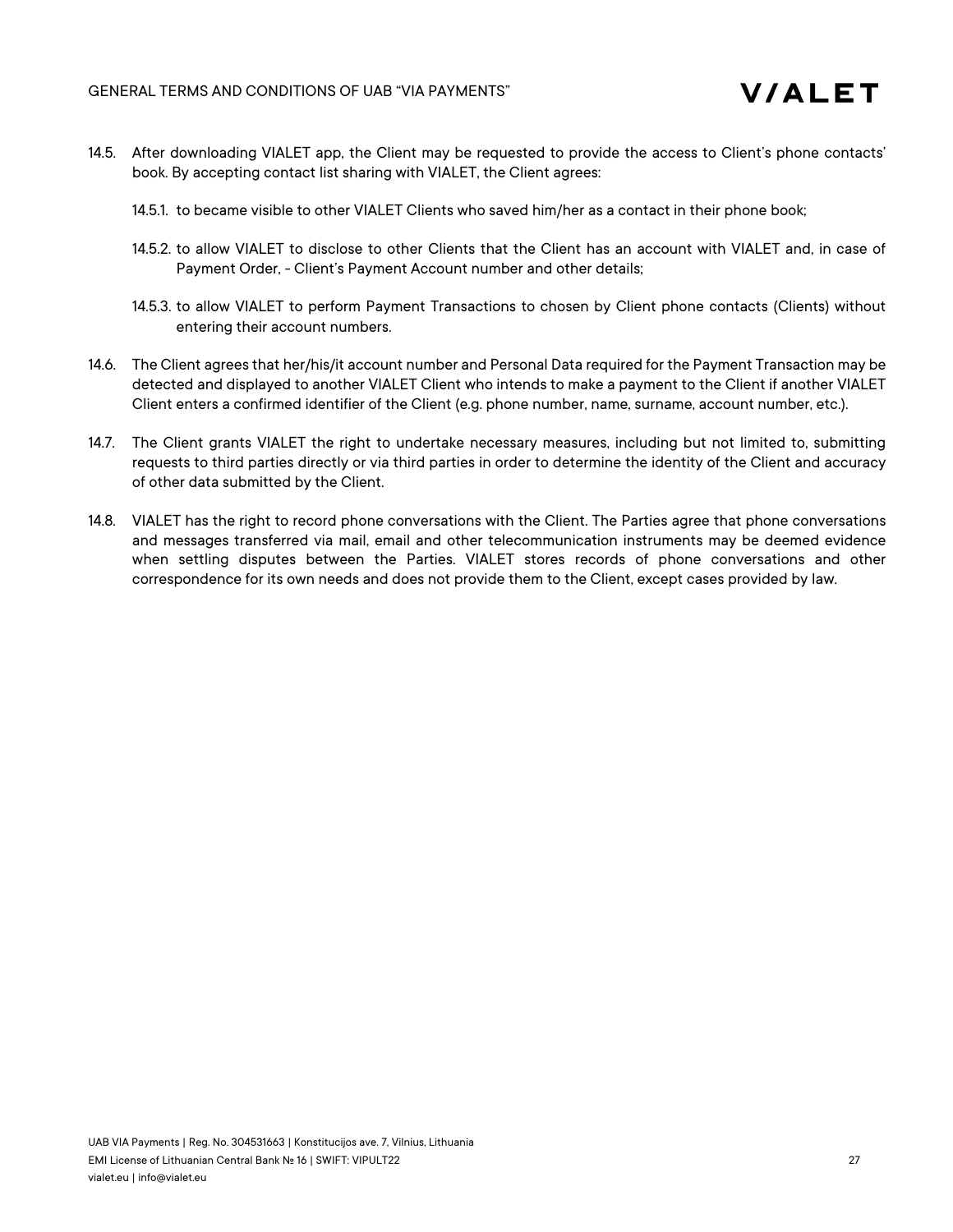14.5. After downloading VIALET app, the Client may be requested to provide the access to Client's phone contacts' book. By accepting contact list sharing with VIALET, the Client agrees:

14.5.1. to became visible to other VIALET Clients who saved him/her as a contact in their phone book;

14.5.2. to allow VIALET to disclose to other Clients that the Client has an account with VIALET and, in case of Payment Order, - Client's Payment Account number and other details;

14.5.3. to allow VIALET to perform Payment Transactions to chosen by Client phone contacts (Clients) without entering their account numbers.

14.6. The Client agrees that her/his/it account number and Personal Data required for the Payment Transaction may be detected and displayed to another VIALET Client who intends to make a payment to the Client if another VIALET Client enters a confirmed identifier of the Client (e.g. phone number, name, surname, account number, etc.).

14.7. The Client grants VIALET the right to undertake necessary measures, including but not limited to, submitting requests to third parties directly or via third parties in order to determine the identity of the Client and accuracy of other data submitted by the Client.

14.8. VIALET has the right to record phone conversations with the Client. The Parties agree that phone conversations and messages transferred via mail, email and other telecommunication instruments may be deemed evidence when settling disputes between the Parties. VIALET stores records of phone conversations and other correspondence for its own needs and does not provide them to the Client, except cases provided by law.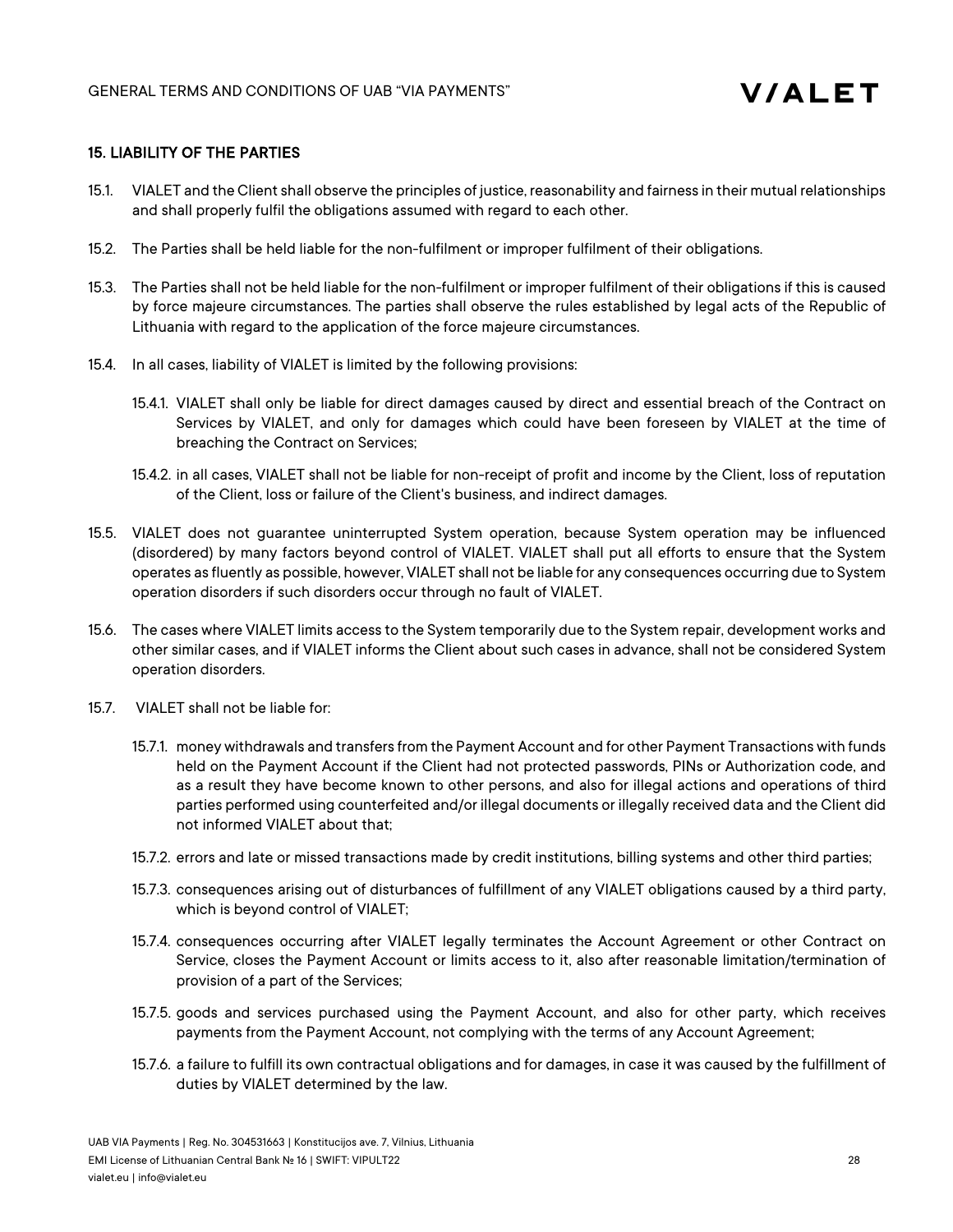## 15. LIABILITY OF THE PARTIES

15.1. VIALET and the Client shall observe the principles of justice, reasonability and fairness in their mutual relationships and shall properly fulfil the obligations assumed with regard to each other.

15.2. The Parties shall be held liable for the non-fulfilment or improper fulfilment of their obligations.

15.3. The Parties shall not be held liable for the non-fulfilment or improper fulfilment of their obligations if this is caused by force majeure circumstances. The parties shall observe the rules established by legal acts of the Republic of Lithuania with regard to the application of the force majeure circumstances.

15.4. In all cases, liability of VIALET is limited by the following provisions:

15.4.1. VIALET shall only be liable for direct damages caused by direct and essential breach of the Contract on Services by VIALET, and only for damages which could have been foreseen by VIALET at the time of breaching the Contract on Services;

15.4.2. in all cases, VIALET shall not be liable for non-receipt of profit and income by the Client, loss of reputation of the Client, loss or failure of the Client's business, and indirect damages.

15.5. VIALET does not guarantee uninterrupted System operation, because System operation may be influenced (disordered) by many factors beyond control of VIALET. VIALET shall put all efforts to ensure that the System operates as fluently as possible, however, VIALET shall not be liable for any consequences occurring due to System operation disorders if such disorders occur through no fault of VIALET.

15.6. The cases where VIALET limits access to the System temporarily due to the System repair, development works and other similar cases, and if VIALET informs the Client about such cases in advance, shall not be considered System operation disorders.

15.7. VIALET shall not be liable for:

15.7.1. money withdrawals and transfers from the Payment Account and for other Payment Transactions with funds held on the Payment Account if the Client had not protected passwords, PINs or Authorization code, and as a result they have become known to other persons, and also for illegal actions and operations of third parties performed using counterfeited and/or illegal documents or illegally received data and the Client did not informed VIALET about that;

15.7.2. errors and late or missed transactions made by credit institutions, billing systems and other third parties;

15.7.3. consequences arising out of disturbances of fulfillment of any VIALET obligations caused by a third party, which is beyond control of VIALET;

15.7.4. consequences occurring after VIALET legally terminates the Account Agreement or other Contract on Service, closes the Payment Account or limits access to it, also after reasonable limitation/termination of provision of a part of the Services;

15.7.5. goods and services purchased using the Payment Account, and also for other party, which receives payments from the Payment Account, not complying with the terms of any Account Agreement;

15.7.6. a failure to fulfill its own contractual obligations and for damages, in case it was caused by the fulfillment of duties by VIALET determined by the law.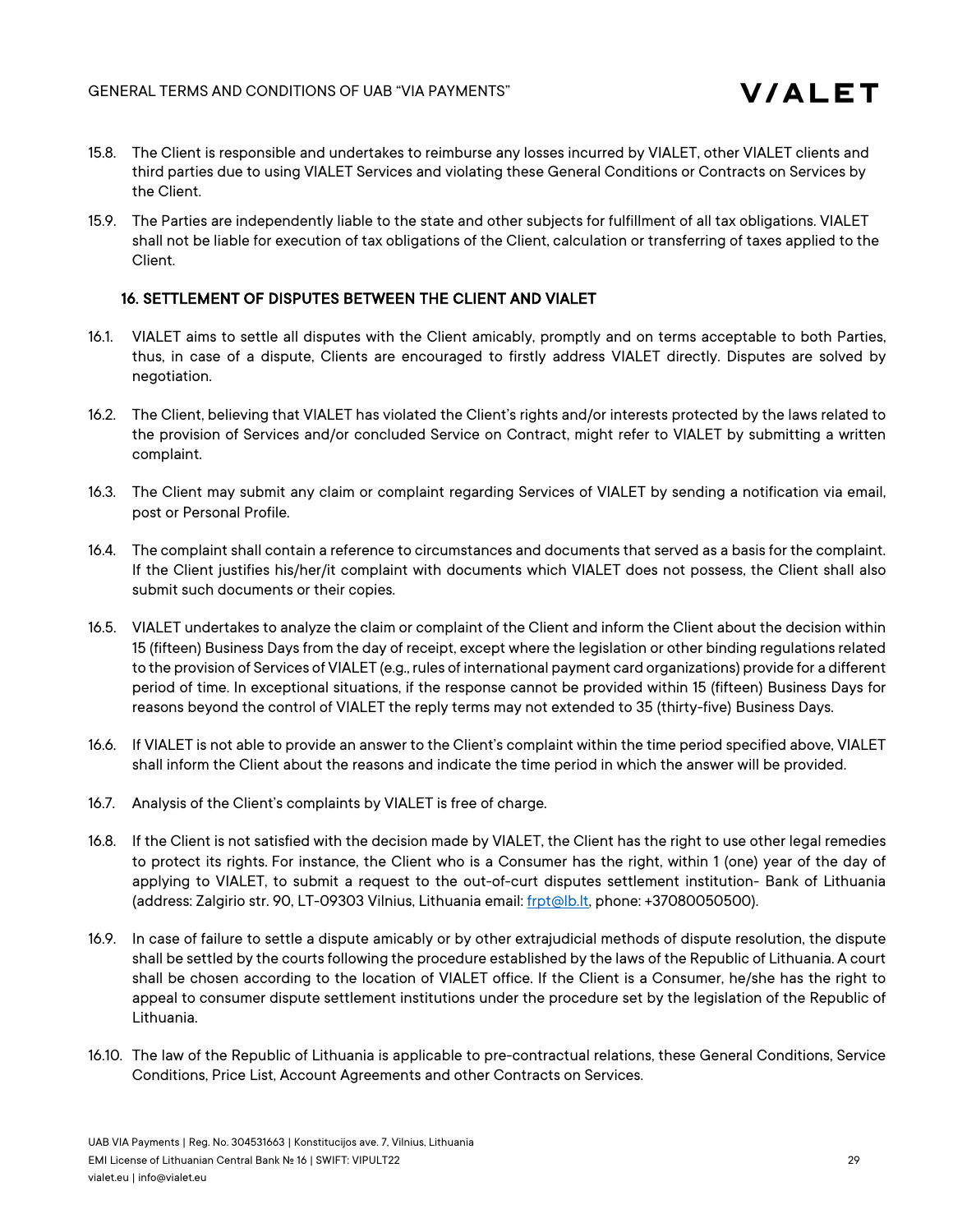15.8. The Client is responsible and undertakes to reimburse any losses incurred by VIALET, other VIALET clients and third parties due to using VIALET Services and violating these General Conditions or Contracts on Services by the Client.

15.9. The Parties are independently liable to the state and other subjects for fulfillment of all tax obligations. VIALET shall not be liable for execution of tax obligations of the Client, calculation or transferring of taxes applied to the Client.

## 16. SETTLEMENT OF DISPUTES BETWEEN THE CLIENT AND VIALET

16.1. VIALET aims to settle all disputes with the Client amicably, promptly and on terms acceptable to both Parties, thus, in case of a dispute, Clients are encouraged to firstly address VIALET directly. Disputes are solved by negotiation.

16.2. The Client, believing that VIALET has violated the Client's rights and/or interests protected by the laws related to the provision of Services and/or concluded Service on Contract, might refer to VIALET by submitting a written complaint.

16.3. The Client may submit any claim or complaint regarding Services of VIALET by sending a notification via email, post or Personal Profile.

16.4. The complaint shall contain a reference to circumstances and documents that served as a basis for the complaint. If the Client justifies his/her/it complaint with documents which VIALET does not possess, the Client shall also submit such documents or their copies.

16.5. VIALET undertakes to analyze the claim or complaint of the Client and inform the Client about the decision within 15 (fifteen) Business Days from the day of receipt, except where the legislation or other binding regulations related to the provision of Services of VIALET (e.g., rules of international payment card organizations) provide for a different period of time. In exceptional situations, if the response cannot be provided within 15 (fifteen) Business Days for reasons beyond the control of VIALET the reply terms may not extended to 35 (thirty-five) Business Days.

16.6. If VIALET is not able to provide an answer to the Client's complaint within the time period specified above, VIALET shall inform the Client about the reasons and indicate the time period in which the answer will be provided.

16.7. Analysis of the Client's complaints by VIALET is free of charge.

16.8. If the Client is not satisfied with the decision made by VIALET, the Client has the right to use other legal remedies to protect its rights. For instance, the Client who is a Consumer has the right, within 1 (one) year of the day of applying to VIALET, to submit a request to the out-of-curt disputes settlement institution- Bank of Lithuania (address: Zalgirio str. 90, LT-09303 Vilnius, Lithuania email: frpt@lb.lt, phone: +37080050500).

16.9. In case of failure to settle a dispute amicably or by other extrajudicial methods of dispute resolution, the dispute shall be settled by the courts following the procedure established by the laws of the Republic of Lithuania. A court shall be chosen according to the location of VIALET office. If the Client is a Consumer, he/she has the right to appeal to consumer dispute settlement institutions under the procedure set by the legislation of the Republic of Lithuania.

16.10. The law of the Republic of Lithuania is applicable to pre-contractual relations, these General Conditions, Service Conditions, Price List, Account Agreements and other Contracts on Services.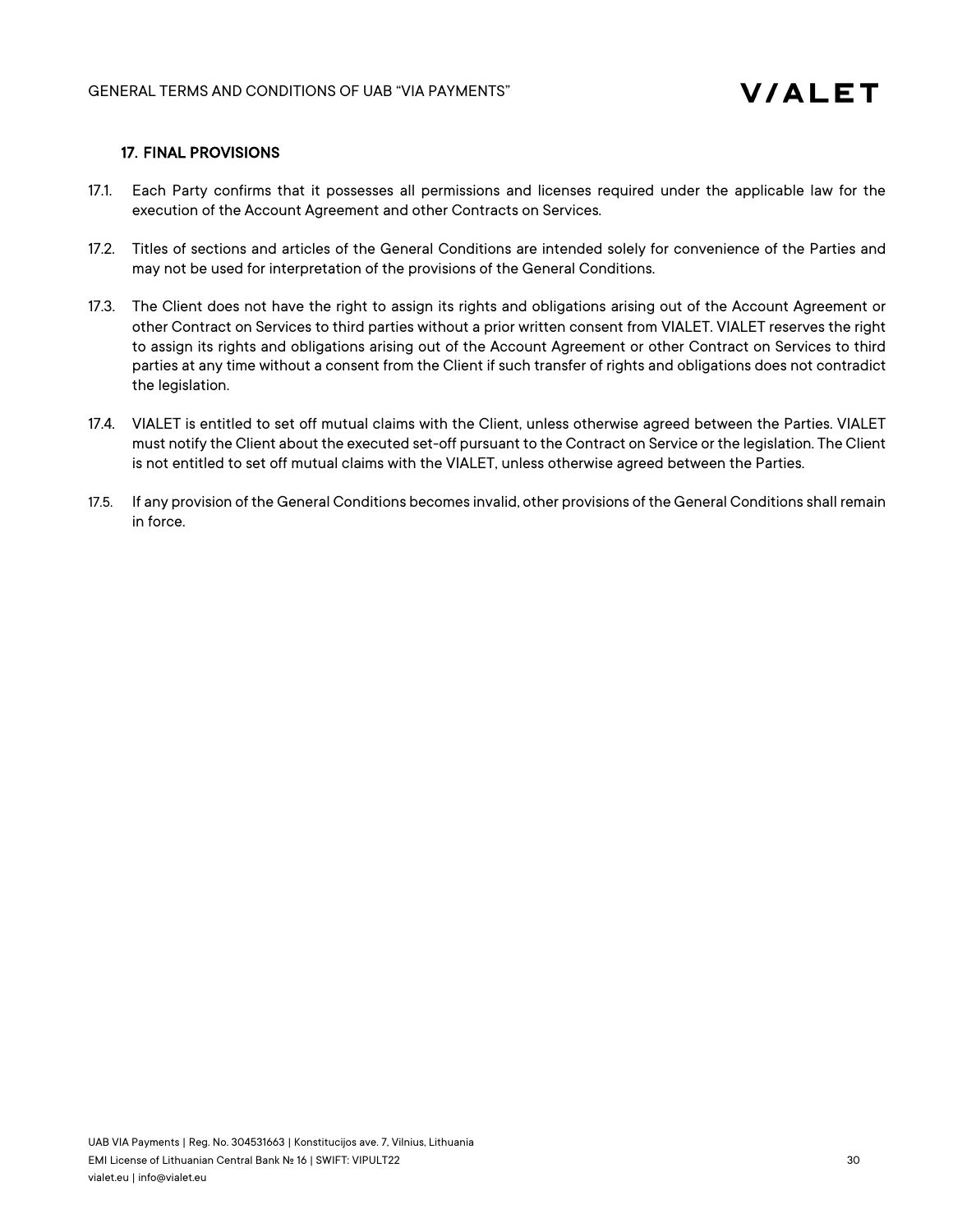## 17. FINAL PROVISIONS

17.1. Each Party confirms that it possesses all permissions and licenses required under the applicable law for the execution of the Account Agreement and other Contracts on Services.

17.2. Titles of sections and articles of the General Conditions are intended solely for convenience of the Parties and may not be used for interpretation of the provisions of the General Conditions.

17.3. The Client does not have the right to assign its rights and obligations arising out of the Account Agreement or other Contract on Services to third parties without a prior written consent from VIALET. VIALET reserves the right to assign its rights and obligations arising out of the Account Agreement or other Contract on Services to third parties at any time without a consent from the Client if such transfer of rights and obligations does not contradict the legislation.

17.4. VIALET is entitled to set off mutual claims with the Client, unless otherwise agreed between the Parties. VIALET must notify the Client about the executed set-off pursuant to the Contract on Service or the legislation. The Client is not entitled to set off mutual claims with the VIALET, unless otherwise agreed between the Parties.

17.5. If any provision of the General Conditions becomes invalid, other provisions of the General Conditions shall remain in force.